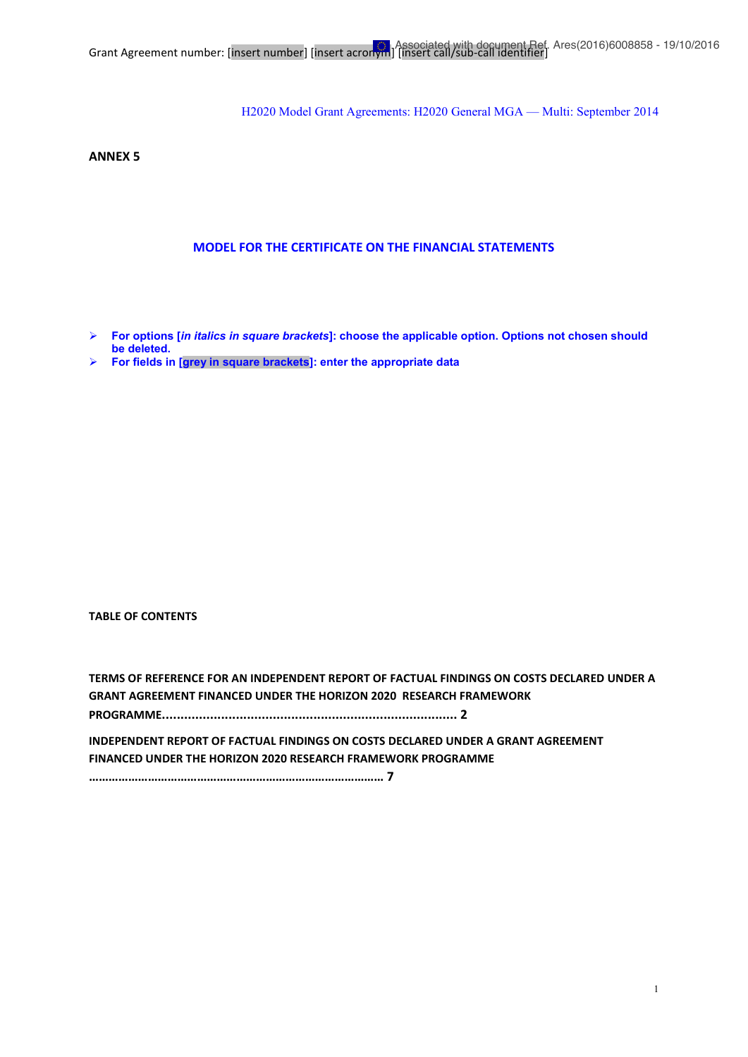Grant Agreement number: [insert number] [insert acronym] [insert call/sub-call identifier]

Associated with document Ref. Ares(2016)6008858 - 19/10/2016

H2020 Model Grant Agreements: H2020 General MGA — Multi: September 2014

**ANNEX 5**

## MODEL FOR THE CERTIFICATE ON THE FINANCIAL STATEMENTS

- **For options [*in italics in square brackets*]: choose the applicable option. Options not chosen should be deleted.**
- **For fields in [grey in square brackets]: enter the appropriate data**

**TABLE OF CONTENTS**

**TERMS OF REFERENCE FOR AN INDEPENDENT REPORT OF FACTUAL FINDINGS ON COSTS DECLARED UNDER A GRANT AGREEMENT FINANCED UNDER THE HORIZON 2020 RESEARCH FRAMEWORK PROGRAMME................................................................................ 2**

**INDEPENDENT REPORT OF FACTUAL FINDINGS ON COSTS DECLARED UNDER A GRANT AGREEMENT FINANCED UNDER THE HORIZON 2020 RESEARCH FRAMEWORK PROGRAMME …………………………………………………………………………………. 7**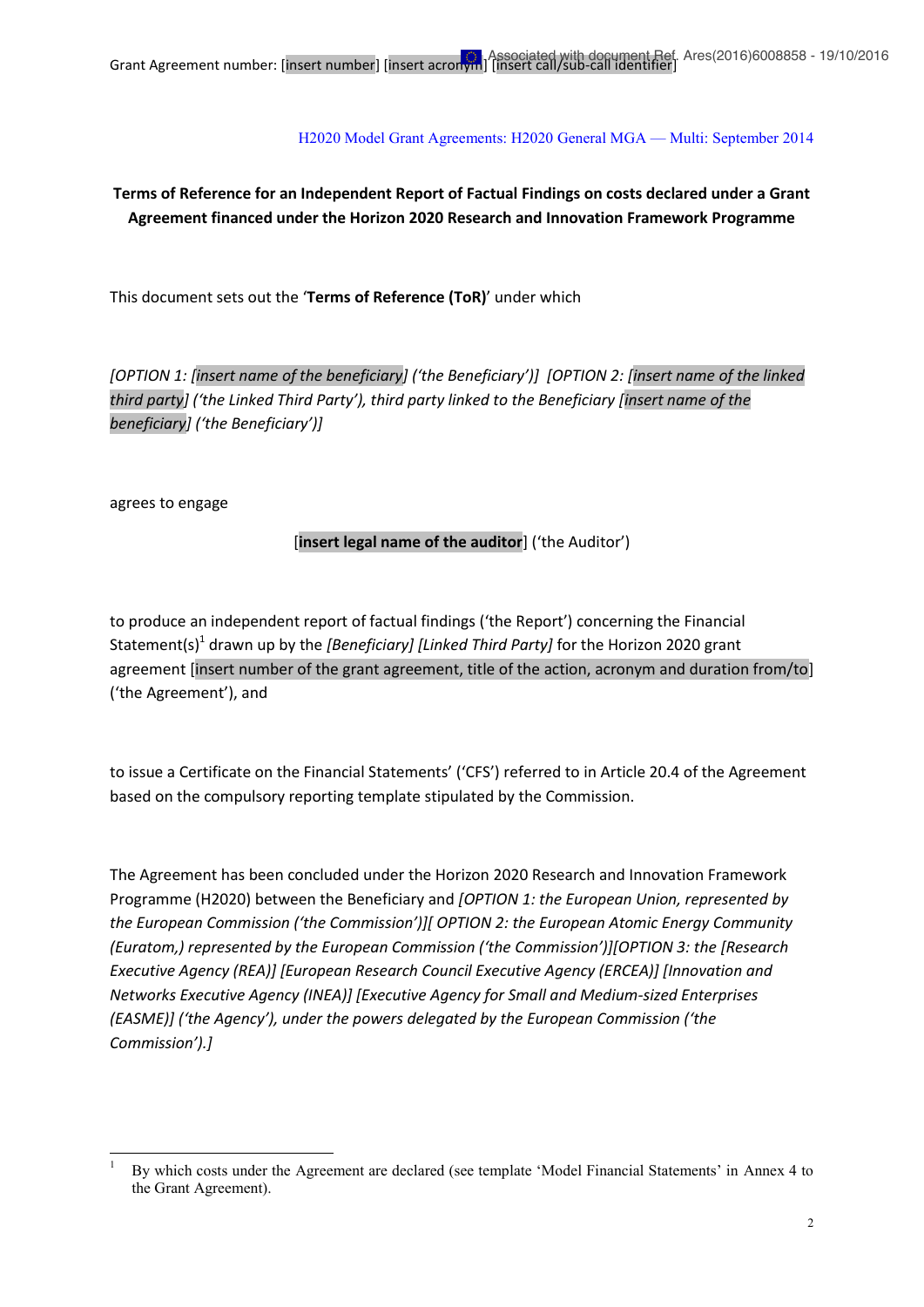Grant Agreement number: [insert number] [insert acronym] [insert call/sub-call identifier]

H2020 Model Grant Agreements: H2020 General MGA — Multi: September 2014

**Terms of Reference for an Independent Report of Factual Findings on costs declared under a Grant Agreement financed under the Horizon 2020 Research and Innovation Framework Programme**

This document sets out the '**Terms of Reference (ToR)**' under which

*[OPTION 1: [insert name of the beneficiary] ('the Beneficiary')] [OPTION 2: [insert name of the linked third party] ('the Linked Third Party'), third party linked to the Beneficiary [insert name of the beneficiary] ('the Beneficiary')]*

agrees to engage

[**insert legal name of the auditor**] ('the Auditor')

to produce an independent report of factual findings ('the Report') concerning the Financial Statement(s)[1] drawn up by the *[Beneficiary] [Linked Third Party]* for the Horizon 2020 grant agreement [insert number of the grant agreement, title of the action, acronym and duration from/to] ('the Agreement'), and

to issue a Certificate on the Financial Statements' ('CFS') referred to in Article 20.4 of the Agreement based on the compulsory reporting template stipulated by the Commission.

The Agreement has been concluded under the Horizon 2020 Research and Innovation Framework Programme (H2020) between the Beneficiary and *[OPTION 1: the European Union, represented by the European Commission ('the Commission')][ OPTION 2: the European Atomic Energy Community (Euratom,) represented by the European Commission ('the Commission')][OPTION 3: the [Research Executive Agency (REA)] [European Research Council Executive Agency (ERCEA)] [Innovation and Networks Executive Agency (INEA)] [Executive Agency for Small and Medium-sized Enterprises (EASME)] ('the Agency'), under the powers delegated by the European Commission ('the Commission').]*

---

[1] By which costs under the Agreement are declared (see template 'Model Financial Statements' in Annex 4 to the Grant Agreement).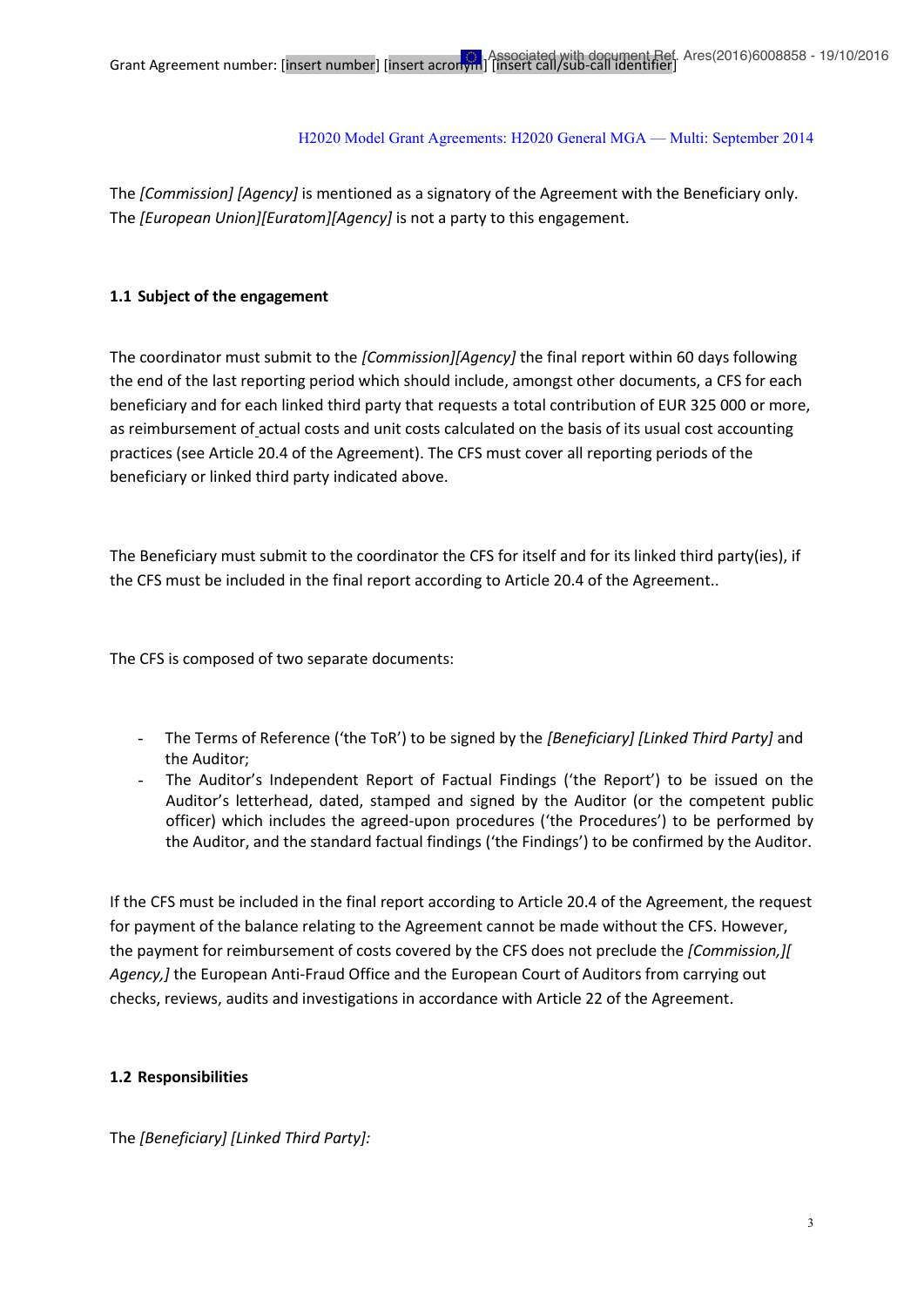The *[Commission] [Agency]* is mentioned as a signatory of the Agreement with the Beneficiary only. The *[European Union][Euratom][Agency]* is not a party to this engagement.

### 1.1 Subject of the engagement

The coordinator must submit to the *[Commission][Agency]* the final report within 60 days following the end of the last reporting period which should include, amongst other documents, a CFS for each beneficiary and for each linked third party that requests a total contribution of EUR 325 000 or more, as reimbursement of actual costs and unit costs calculated on the basis of its usual cost accounting practices (see Article 20.4 of the Agreement). The CFS must cover all reporting periods of the beneficiary or linked third party indicated above.

The Beneficiary must submit to the coordinator the CFS for itself and for its linked third party(ies), if the CFS must be included in the final report according to Article 20.4 of the Agreement..

The CFS is composed of two separate documents:

- The Terms of Reference ('the ToR') to be signed by the *[Beneficiary] [Linked Third Party]* and the Auditor;
- The Auditor's Independent Report of Factual Findings ('the Report') to be issued on the Auditor's letterhead, dated, stamped and signed by the Auditor (or the competent public officer) which includes the agreed-upon procedures ('the Procedures') to be performed by the Auditor, and the standard factual findings ('the Findings') to be confirmed by the Auditor.

If the CFS must be included in the final report according to Article 20.4 of the Agreement, the request for payment of the balance relating to the Agreement cannot be made without the CFS. However, the payment for reimbursement of costs covered by the CFS does not preclude the *[Commission,][ Agency,]* the European Anti-Fraud Office and the European Court of Auditors from carrying out checks, reviews, audits and investigations in accordance with Article 22 of the Agreement.

### 1.2 Responsibilities

The *[Beneficiary] [Linked Third Party]:*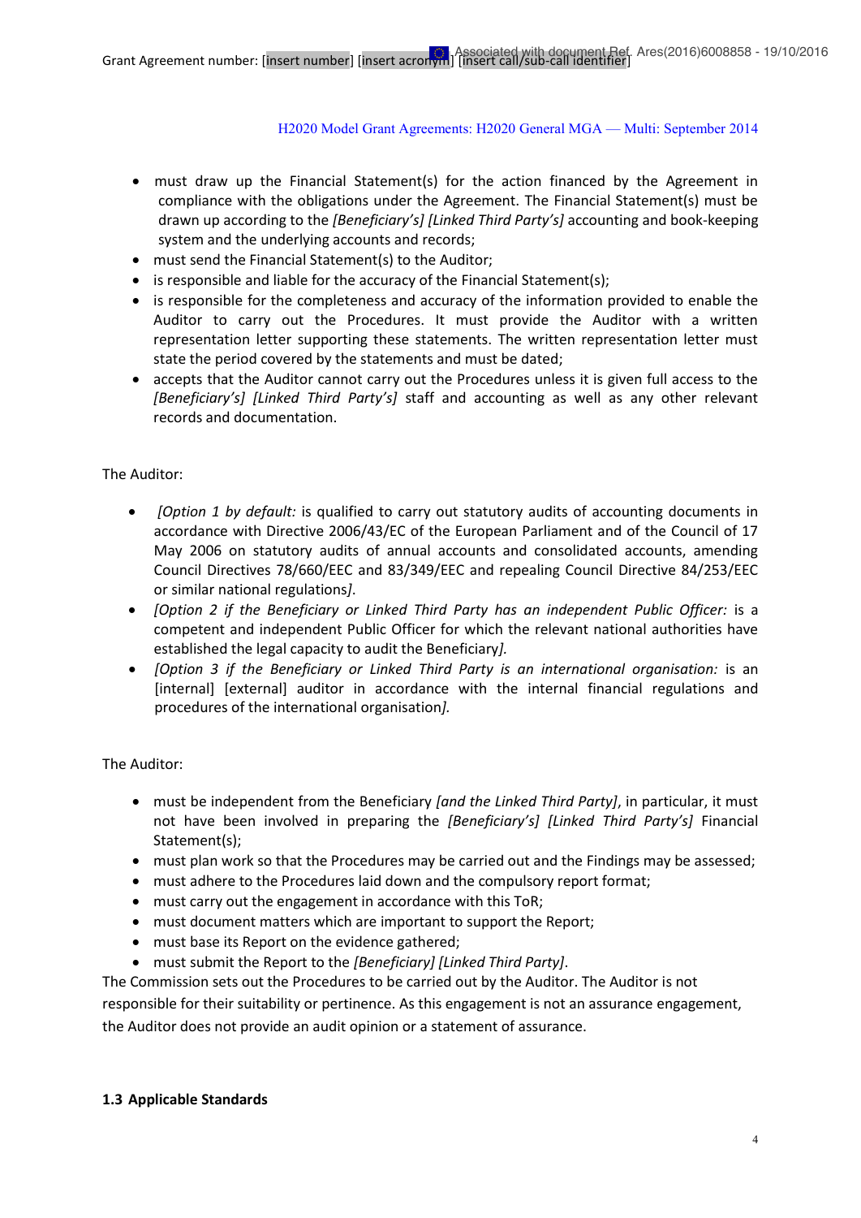- must draw up the Financial Statement(s) for the action financed by the Agreement in compliance with the obligations under the Agreement. The Financial Statement(s) must be drawn up according to the *[Beneficiary's] [Linked Third Party's]* accounting and book-keeping system and the underlying accounts and records;
- must send the Financial Statement(s) to the Auditor;
- is responsible and liable for the accuracy of the Financial Statement(s);
- is responsible for the completeness and accuracy of the information provided to enable the Auditor to carry out the Procedures. It must provide the Auditor with a written representation letter supporting these statements. The written representation letter must state the period covered by the statements and must be dated;
- accepts that the Auditor cannot carry out the Procedures unless it is given full access to the *[Beneficiary's] [Linked Third Party's]* staff and accounting as well as any other relevant records and documentation.

The Auditor:

- *[Option 1 by default:* is qualified to carry out statutory audits of accounting documents in accordance with Directive 2006/43/EC of the European Parliament and of the Council of 17 May 2006 on statutory audits of annual accounts and consolidated accounts, amending Council Directives 78/660/EEC and 83/349/EEC and repealing Council Directive 84/253/EEC or similar national regulations*]*.
- *[Option 2 if the Beneficiary or Linked Third Party has an independent Public Officer:* is a competent and independent Public Officer for which the relevant national authorities have established the legal capacity to audit the Beneficiary*].*
- *[Option 3 if the Beneficiary or Linked Third Party is an international organisation:* is an [internal] [external] auditor in accordance with the internal financial regulations and procedures of the international organisation*].*

The Auditor:

- must be independent from the Beneficiary *[and the Linked Third Party]*, in particular, it must not have been involved in preparing the *[Beneficiary's] [Linked Third Party's]* Financial Statement(s);
- must plan work so that the Procedures may be carried out and the Findings may be assessed;
- must adhere to the Procedures laid down and the compulsory report format;
- must carry out the engagement in accordance with this ToR;
- must document matters which are important to support the Report;
- must base its Report on the evidence gathered;
- must submit the Report to the *[Beneficiary] [Linked Third Party]*.

The Commission sets out the Procedures to be carried out by the Auditor. The Auditor is not responsible for their suitability or pertinence. As this engagement is not an assurance engagement, the Auditor does not provide an audit opinion or a statement of assurance.

### 1.3 Applicable Standards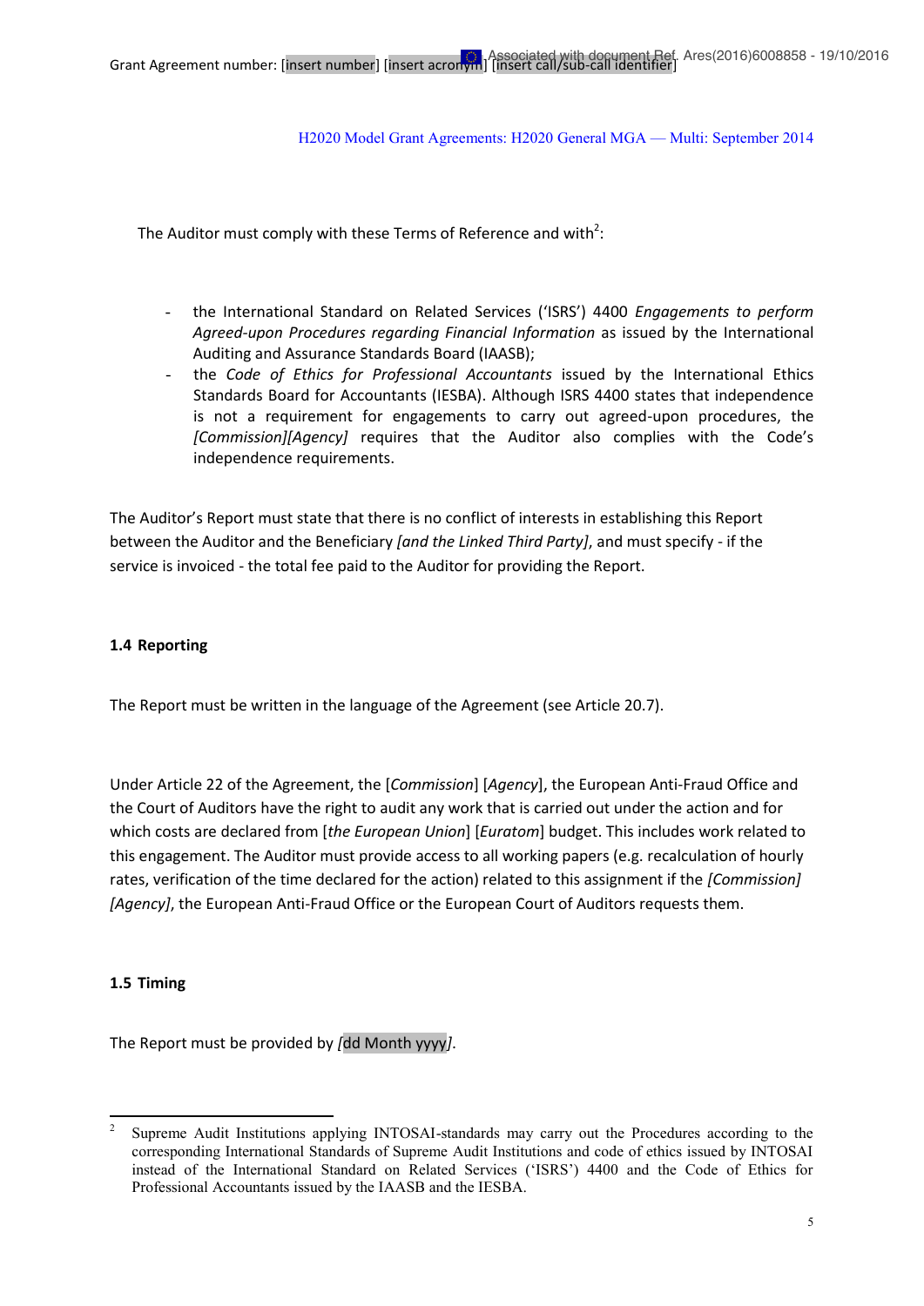The Auditor must comply with these Terms of Reference and with[2]:

- the International Standard on Related Services ('ISRS') 4400 *Engagements to perform Agreed-upon Procedures regarding Financial Information* as issued by the International Auditing and Assurance Standards Board (IAASB);
- the *Code of Ethics for Professional Accountants* issued by the International Ethics Standards Board for Accountants (IESBA). Although ISRS 4400 states that independence is not a requirement for engagements to carry out agreed-upon procedures, the *[Commission][Agency]* requires that the Auditor also complies with the Code's independence requirements.

The Auditor's Report must state that there is no conflict of interests in establishing this Report between the Auditor and the Beneficiary *[and the Linked Third Party]*, and must specify - if the service is invoiced - the total fee paid to the Auditor for providing the Report.

**1.4 Reporting**

The Report must be written in the language of the Agreement (see Article 20.7).

Under Article 22 of the Agreement, the [*Commission*] [*Agency*], the European Anti-Fraud Office and the Court of Auditors have the right to audit any work that is carried out under the action and for which costs are declared from [*the European Union*] [*Euratom*] budget. This includes work related to this engagement. The Auditor must provide access to all working papers (e.g. recalculation of hourly rates, verification of the time declared for the action) related to this assignment if the *[Commission] [Agency]*, the European Anti-Fraud Office or the European Court of Auditors requests them.

**1.5 Timing**

The Report must be provided by *[*dd Month yyyy*]*.

[2] Supreme Audit Institutions applying INTOSAI-standards may carry out the Procedures according to the corresponding International Standards of Supreme Audit Institutions and code of ethics issued by INTOSAI instead of the International Standard on Related Services ('ISRS') 4400 and the Code of Ethics for Professional Accountants issued by the IAASB and the IESBA.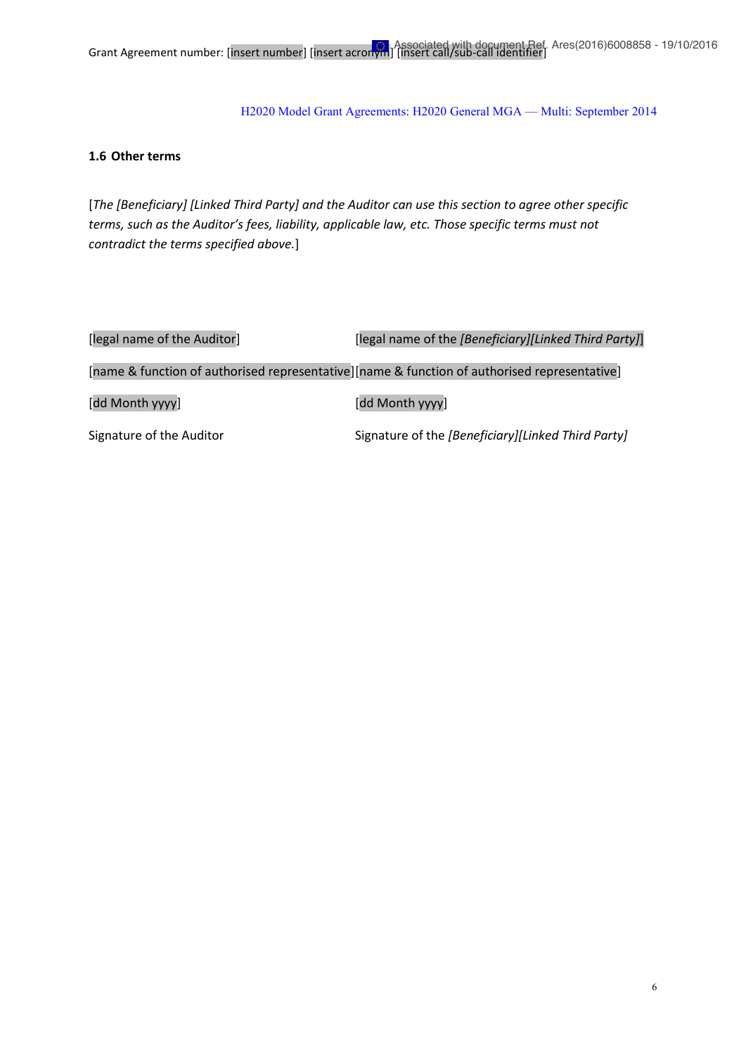### 1.6 Other terms

[*The [Beneficiary] [Linked Third Party] and the Auditor can use this section to agree other specific terms, such as the Auditor's fees, liability, applicable law, etc. Those specific terms must not contradict the terms specified above.*]

| | |
|---|---|
| [legal name of the Auditor] | [legal name of the *[Beneficiary][Linked Third Party]*] |
| [name & function of authorised representative] | [name & function of authorised representative] |
| [dd Month yyyy] | [dd Month yyyy] |
| Signature of the Auditor | Signature of the *[Beneficiary][Linked Third Party]* |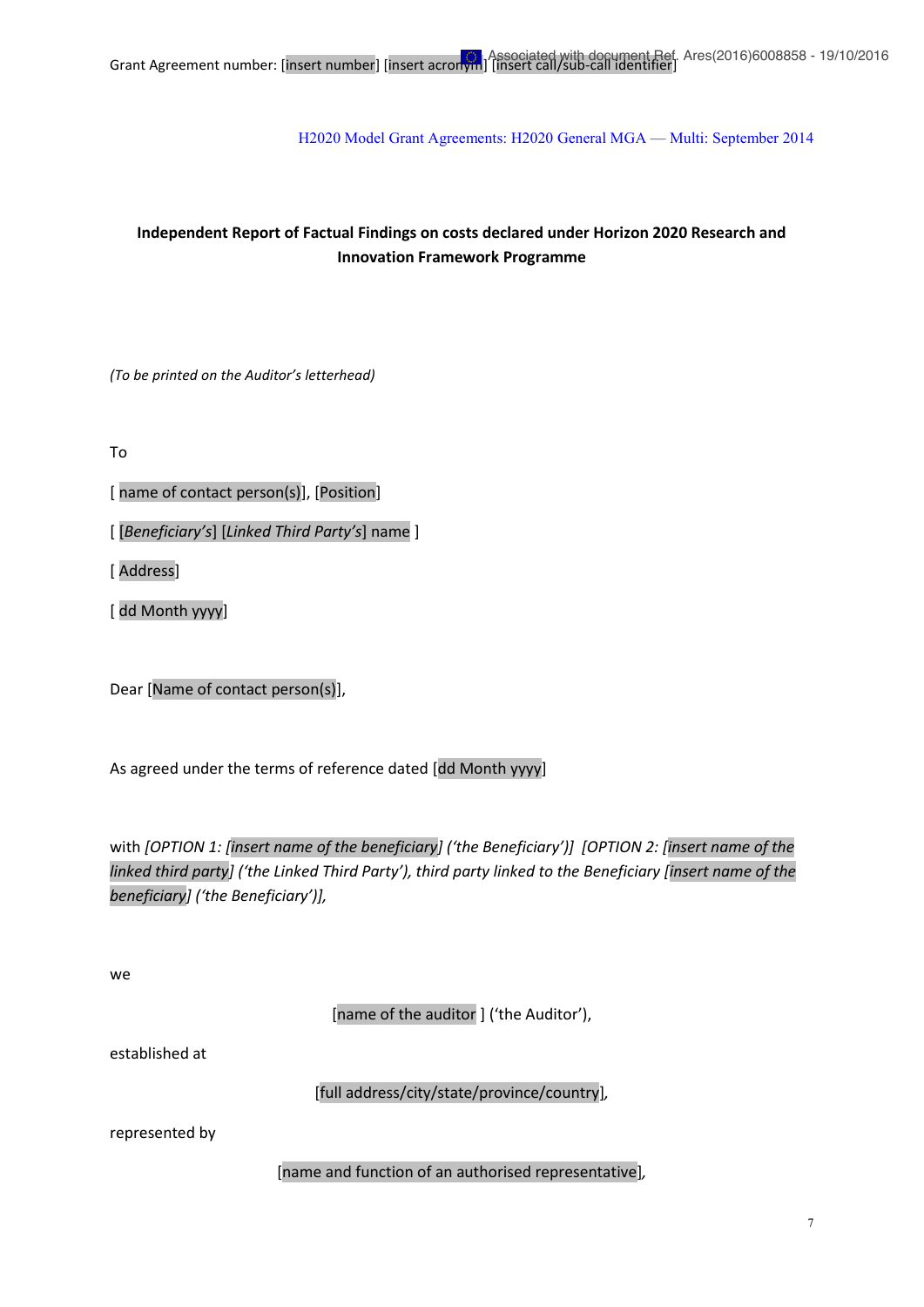**Independent Report of Factual Findings on costs declared under Horizon 2020 Research and Innovation Framework Programme**

*(To be printed on the Auditor's letterhead)*

To

[ name of contact person(s)], [Position]

[ [*Beneficiary's*] [*Linked Third Party's*] name ]

[ Address]

[ dd Month yyyy]

Dear [Name of contact person(s)],

As agreed under the terms of reference dated [dd Month yyyy]

with *[OPTION 1: [insert name of the beneficiary] ('the Beneficiary')] [OPTION 2: [insert name of the linked third party] ('the Linked Third Party'), third party linked to the Beneficiary [insert name of the beneficiary] ('the Beneficiary')],*

we

[name of the auditor ] ('the Auditor'),

established at

[full address/city/state/province/country],

represented by

[name and function of an authorised representative],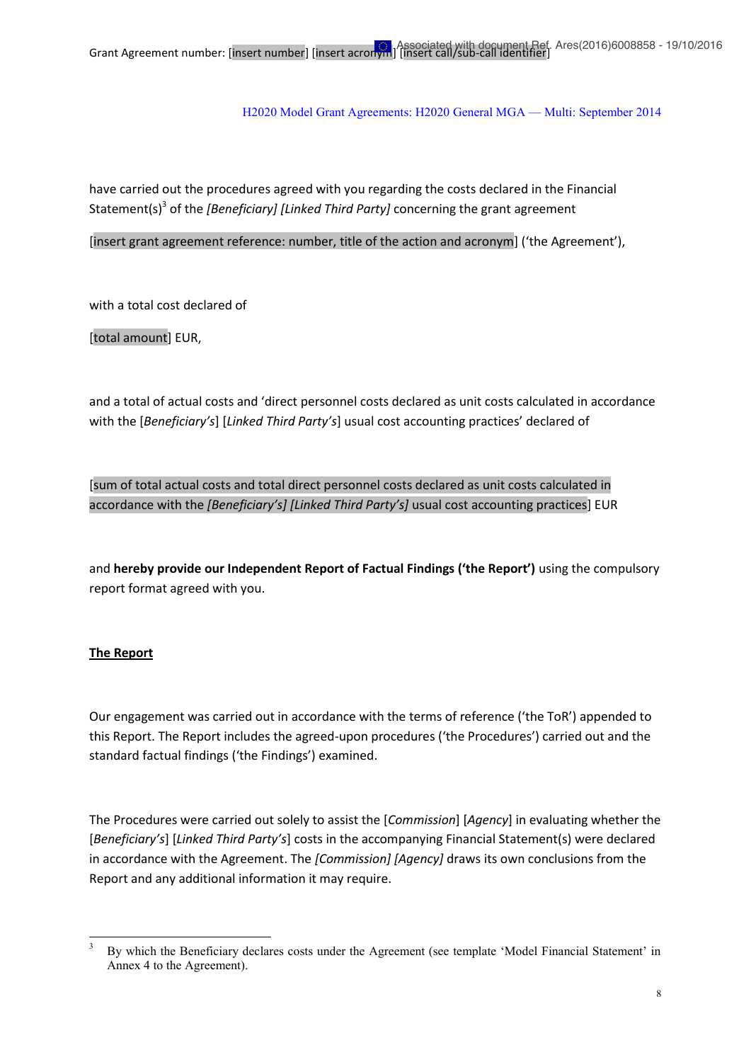have carried out the procedures agreed with you regarding the costs declared in the Financial Statement(s)[3] of the *[Beneficiary] [Linked Third Party]* concerning the grant agreement

[insert grant agreement reference: number, title of the action and acronym] ('the Agreement'),

with a total cost declared of

[total amount] EUR,

and a total of actual costs and 'direct personnel costs declared as unit costs calculated in accordance with the [*Beneficiary's*] [*Linked Third Party's*] usual cost accounting practices' declared of

[sum of total actual costs and total direct personnel costs declared as unit costs calculated in accordance with the *[Beneficiary's] [Linked Third Party's]* usual cost accounting practices] EUR

and **hereby provide our Independent Report of Factual Findings ('the Report')** using the compulsory report format agreed with you.

**The Report**

Our engagement was carried out in accordance with the terms of reference ('the ToR') appended to this Report. The Report includes the agreed-upon procedures ('the Procedures') carried out and the standard factual findings ('the Findings') examined.

The Procedures were carried out solely to assist the [*Commission*] [*Agency*] in evaluating whether the [*Beneficiary's*] [*Linked Third Party's*] costs in the accompanying Financial Statement(s) were declared in accordance with the Agreement. The *[Commission] [Agency]* draws its own conclusions from the Report and any additional information it may require.

[3] By which the Beneficiary declares costs under the Agreement (see template 'Model Financial Statement' in Annex 4 to the Agreement).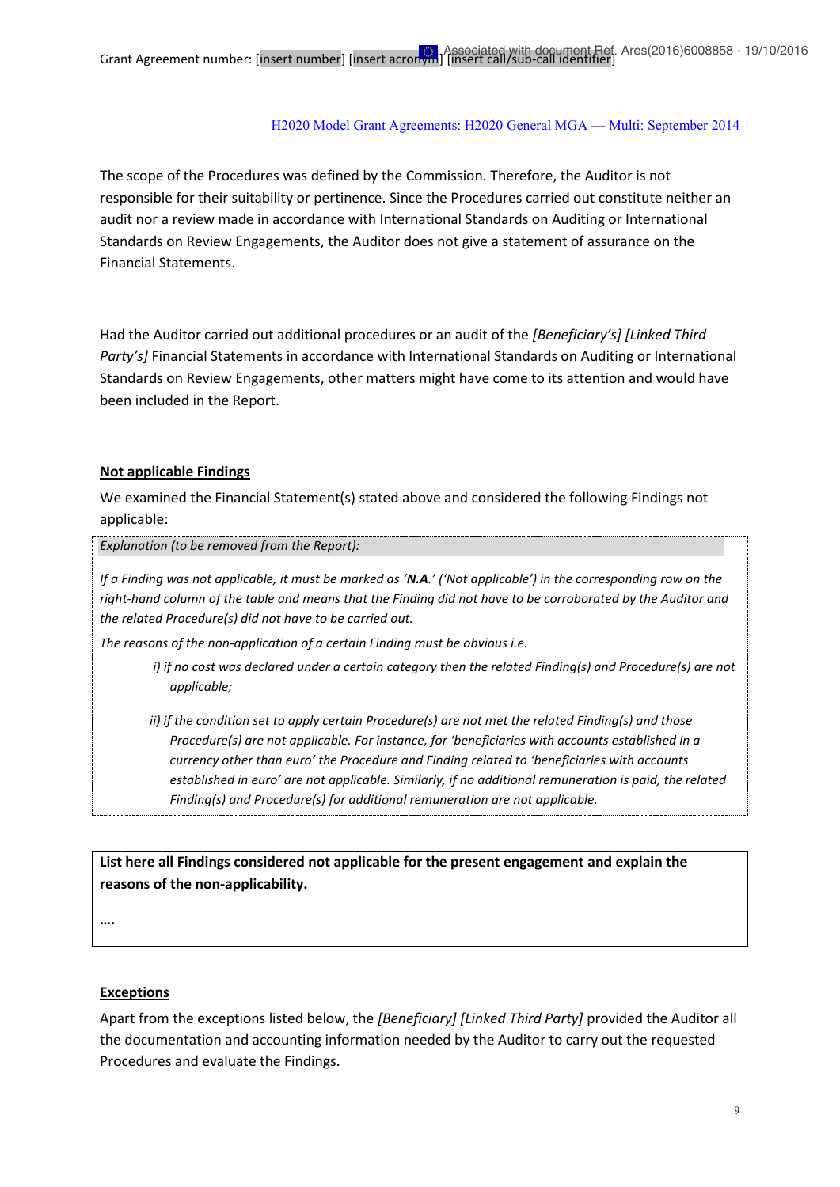The scope of the Procedures was defined by the Commission. Therefore, the Auditor is not responsible for their suitability or pertinence. Since the Procedures carried out constitute neither an audit nor a review made in accordance with International Standards on Auditing or International Standards on Review Engagements, the Auditor does not give a statement of assurance on the Financial Statements.

Had the Auditor carried out additional procedures or an audit of the *[Beneficiary's] [Linked Third Party's]* Financial Statements in accordance with International Standards on Auditing or International Standards on Review Engagements, other matters might have come to its attention and would have been included in the Report.

**Not applicable Findings**

We examined the Financial Statement(s) stated above and considered the following Findings not applicable:

*Explanation (to be removed from the Report):*

*If a Finding was not applicable, it must be marked as '**N.A.**' ('Not applicable') in the corresponding row on the right-hand column of the table and means that the Finding did not have to be corroborated by the Auditor and the related Procedure(s) did not have to be carried out.*

*The reasons of the non-application of a certain Finding must be obvious i.e.*

*i) if no cost was declared under a certain category then the related Finding(s) and Procedure(s) are not applicable;*

*ii) if the condition set to apply certain Procedure(s) are not met the related Finding(s) and those Procedure(s) are not applicable. For instance, for 'beneficiaries with accounts established in a currency other than euro' the Procedure and Finding related to 'beneficiaries with accounts established in euro' are not applicable. Similarly, if no additional remuneration is paid, the related Finding(s) and Procedure(s) for additional remuneration are not applicable.*

**List here all Findings considered not applicable for the present engagement and explain the reasons of the non-applicability.**

**….**

**Exceptions**

Apart from the exceptions listed below, the *[Beneficiary] [Linked Third Party]* provided the Auditor all the documentation and accounting information needed by the Auditor to carry out the requested Procedures and evaluate the Findings.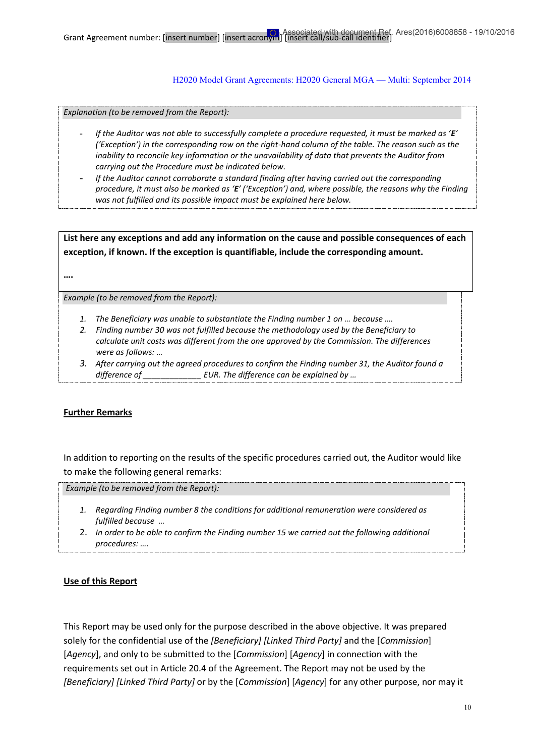*Explanation (to be removed from the Report):*

- *If the Auditor was not able to successfully complete a procedure requested, it must be marked as '**E**' ('Exception') in the corresponding row on the right-hand column of the table. The reason such as the inability to reconcile key information or the unavailability of data that prevents the Auditor from carrying out the Procedure must be indicated below.*
- *If the Auditor cannot corroborate a standard finding after having carried out the corresponding procedure, it must also be marked as '**E**' ('Exception') and, where possible, the reasons why the Finding was not fulfilled and its possible impact must be explained here below.*

**List here any exceptions and add any information on the cause and possible consequences of each exception, if known. If the exception is quantifiable, include the corresponding amount.**

**….**

*Example (to be removed from the Report):*

1. *The Beneficiary was unable to substantiate the Finding number 1 on … because ….*
2. *Finding number 30 was not fulfilled because the methodology used by the Beneficiary to calculate unit costs was different from the one approved by the Commission. The differences were as follows: …*
3. *After carrying out the agreed procedures to confirm the Finding number 31, the Auditor found a difference of _____________ EUR. The difference can be explained by …*

**Further Remarks**

In addition to reporting on the results of the specific procedures carried out, the Auditor would like to make the following general remarks:

*Example (to be removed from the Report):*

1. *Regarding Finding number 8 the conditions for additional remuneration were considered as fulfilled because …*
2. *In order to be able to confirm the Finding number 15 we carried out the following additional procedures: ….*

**Use of this Report**

This Report may be used only for the purpose described in the above objective. It was prepared solely for the confidential use of the *[Beneficiary] [Linked Third Party]* and the [*Commission*] [*Agency*], and only to be submitted to the [*Commission*] [*Agency*] in connection with the requirements set out in Article 20.4 of the Agreement. The Report may not be used by the *[Beneficiary] [Linked Third Party]* or by the [*Commission*] [*Agency*] for any other purpose, nor may it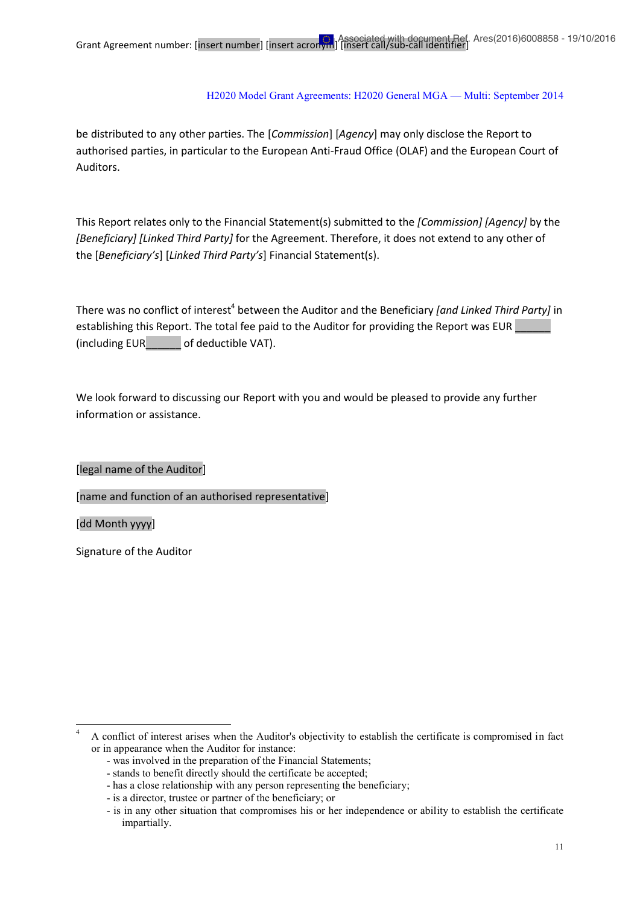be distributed to any other parties. The [*Commission*] [*Agency*] may only disclose the Report to authorised parties, in particular to the European Anti-Fraud Office (OLAF) and the European Court of Auditors.

This Report relates only to the Financial Statement(s) submitted to the *[Commission] [Agency]* by the *[Beneficiary] [Linked Third Party]* for the Agreement. Therefore, it does not extend to any other of the [*Beneficiary's*] [*Linked Third Party's*] Financial Statement(s).

There was no conflict of interest[4] between the Auditor and the Beneficiary *[and Linked Third Party]* in establishing this Report. The total fee paid to the Auditor for providing the Report was EUR ______ (including EUR______ of deductible VAT).

We look forward to discussing our Report with you and would be pleased to provide any further information or assistance.

[legal name of the Auditor]

[name and function of an authorised representative]

[dd Month yyyy]

Signature of the Auditor

---

[4] A conflict of interest arises when the Auditor's objectivity to establish the certificate is compromised in fact or in appearance when the Auditor for instance:
- was involved in the preparation of the Financial Statements;
- stands to benefit directly should the certificate be accepted;
- has a close relationship with any person representing the beneficiary;
- is a director, trustee or partner of the beneficiary; or
- is in any other situation that compromises his or her independence or ability to establish the certificate impartially.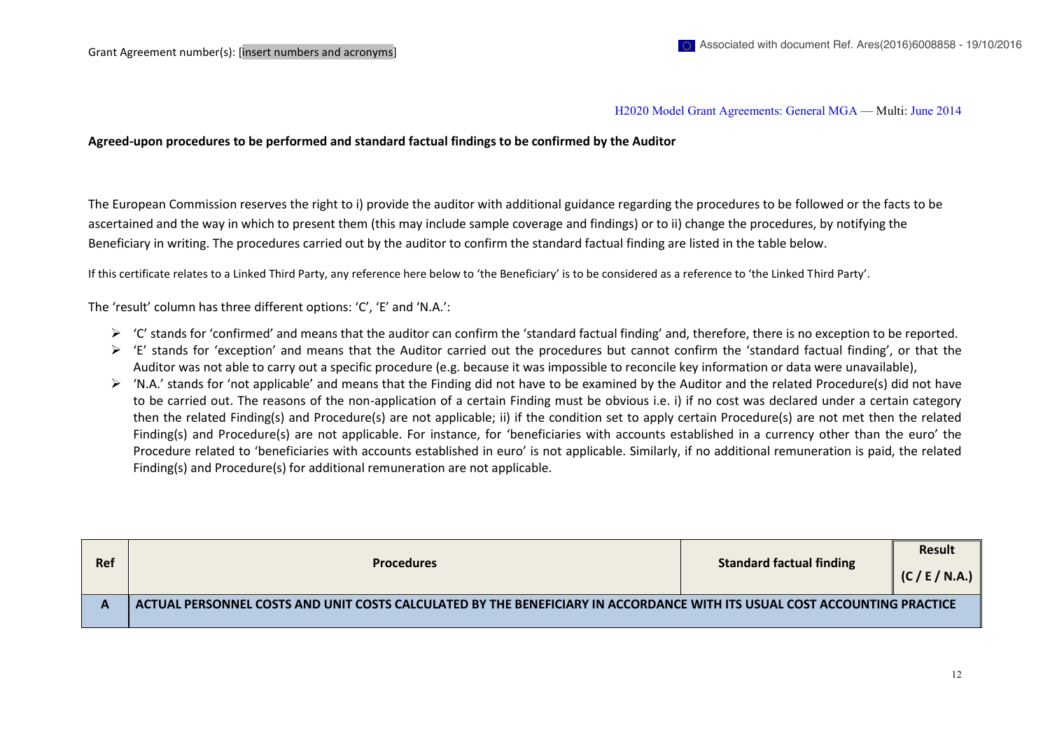Grant Agreement number(s): [insert numbers and acronyms]

**Agreed-upon procedures to be performed and standard factual findings to be confirmed by the Auditor**

The European Commission reserves the right to i) provide the auditor with additional guidance regarding the procedures to be followed or the facts to be ascertained and the way in which to present them (this may include sample coverage and findings) or to ii) change the procedures, by notifying the Beneficiary in writing. The procedures carried out by the auditor to confirm the standard factual finding are listed in the table below.

If this certificate relates to a Linked Third Party, any reference here below to 'the Beneficiary' is to be considered as a reference to 'the Linked Third Party'.

The 'result' column has three different options: 'C', 'E' and 'N.A.':

- 'C' stands for 'confirmed' and means that the auditor can confirm the 'standard factual finding' and, therefore, there is no exception to be reported.
- 'E' stands for 'exception' and means that the Auditor carried out the procedures but cannot confirm the 'standard factual finding', or that the Auditor was not able to carry out a specific procedure (e.g. because it was impossible to reconcile key information or data were unavailable),
- 'N.A.' stands for 'not applicable' and means that the Finding did not have to be examined by the Auditor and the related Procedure(s) did not have to be carried out. The reasons of the non-application of a certain Finding must be obvious i.e. i) if no cost was declared under a certain category then the related Finding(s) and Procedure(s) are not applicable; ii) if the condition set to apply certain Procedure(s) are not met then the related Finding(s) and Procedure(s) are not applicable. For instance, for 'beneficiaries with accounts established in a currency other than the euro' the Procedure related to 'beneficiaries with accounts established in euro' is not applicable. Similarly, if no additional remuneration is paid, the related Finding(s) and Procedure(s) for additional remuneration are not applicable.

| Ref | Procedures | Standard factual finding | Result (C / E / N.A.) |
|---|---|---|---|
| **A** | **ACTUAL PERSONNEL COSTS AND UNIT COSTS CALCULATED BY THE BENEFICIARY IN ACCORDANCE WITH ITS USUAL COST ACCOUNTING PRACTICE** | | |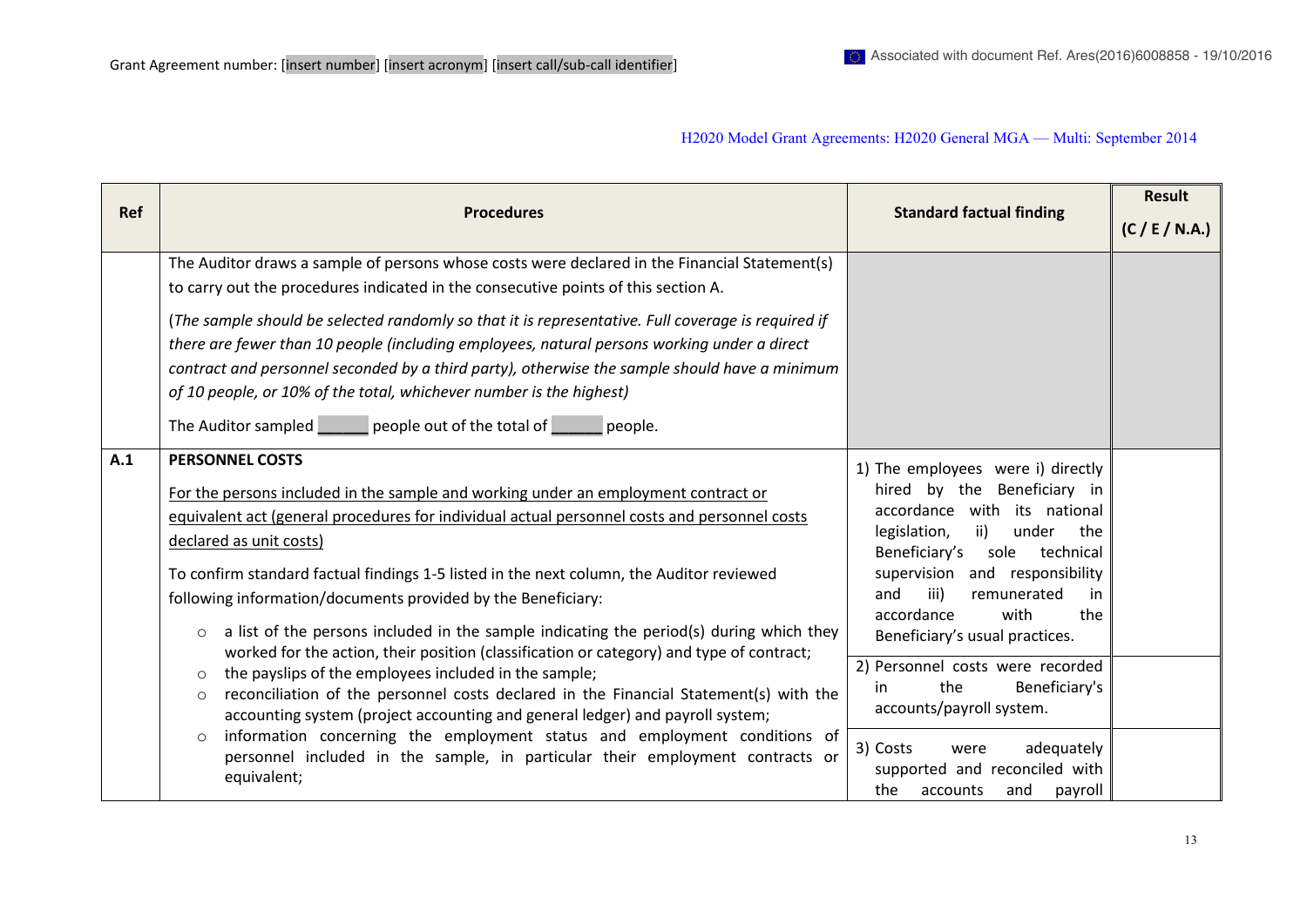| Ref | Procedures | Standard factual finding | Result (C / E / N.A.) |
|---|---|---|---|
| | The Auditor draws a sample of persons whose costs were declared in the Financial Statement(s) to carry out the procedures indicated in the consecutive points of this section A.<br><br>(*The sample should be selected randomly so that it is representative. Full coverage is required if there are fewer than 10 people (including employees, natural persons working under a direct contract and personnel seconded by a third party), otherwise the sample should have a minimum of 10 people, or 10% of the total, whichever number is the highest)*<br><br>The Auditor sampled ______ people out of the total of ______ people. | | |
| **A.1** | **PERSONNEL COSTS**<br><br><u>For the persons included in the sample and working under an employment contract or equivalent act (general procedures for individual actual personnel costs and personnel costs declared as unit costs)</u><br><br>To confirm standard factual findings 1-5 listed in the next column, the Auditor reviewed following information/documents provided by the Beneficiary:<br><br>○ a list of the persons included in the sample indicating the period(s) during which they worked for the action, their position (classification or category) and type of contract;<br>○ the payslips of the employees included in the sample;<br>○ reconciliation of the personnel costs declared in the Financial Statement(s) with the accounting system (project accounting and general ledger) and payroll system;<br>○ information concerning the employment status and employment conditions of personnel included in the sample, in particular their employment contracts or equivalent; | 1) The employees were i) directly hired by the Beneficiary in accordance with its national legislation, ii) under the Beneficiary's sole technical supervision and responsibility and iii) remunerated in accordance with the Beneficiary's usual practices. | |
| | | 2) Personnel costs were recorded in the Beneficiary's accounts/payroll system. | |
| | | 3) Costs were adequately supported and reconciled with the accounts and payroll | |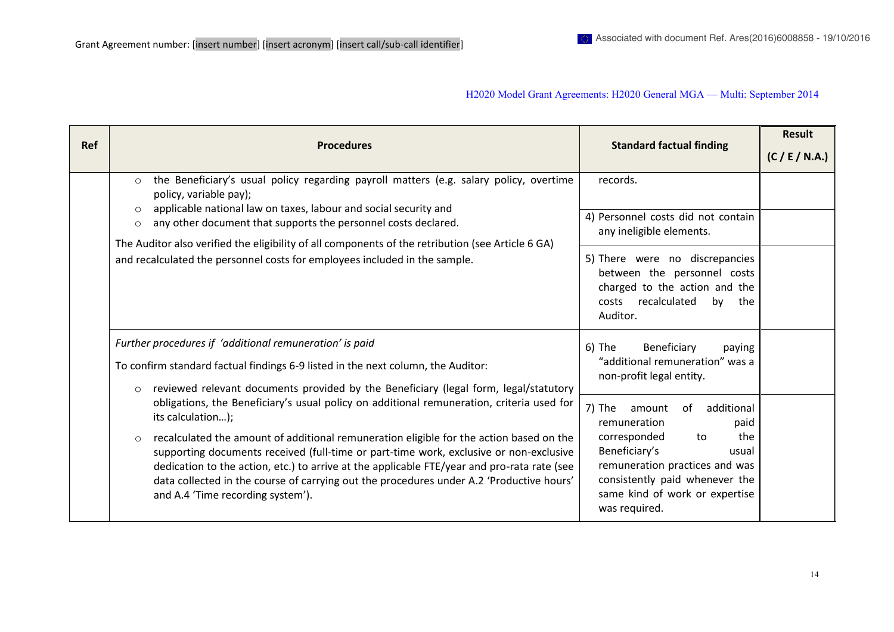| Ref | Procedures | Standard factual finding | Result (C / E / N.A.) |
|---|---|---|---|
| | ○ the Beneficiary's usual policy regarding payroll matters (e.g. salary policy, overtime policy, variable pay);<br>○ applicable national law on taxes, labour and social security and<br>○ any other document that supports the personnel costs declared.<br>The Auditor also verified the eligibility of all components of the retribution (see Article 6 GA) and recalculated the personnel costs for employees included in the sample. | records. | |
| | | 4) Personnel costs did not contain any ineligible elements. | |
| | | 5) There were no discrepancies between the personnel costs charged to the action and the costs recalculated by the Auditor. | |
| | *Further procedures if 'additional remuneration' is paid*<br>To confirm standard factual findings 6-9 listed in the next column, the Auditor:<br>○ reviewed relevant documents provided by the Beneficiary (legal form, legal/statutory obligations, the Beneficiary's usual policy on additional remuneration, criteria used for its calculation…);<br>○ recalculated the amount of additional remuneration eligible for the action based on the supporting documents received (full-time or part-time work, exclusive or non-exclusive dedication to the action, etc.) to arrive at the applicable FTE/year and pro-rata rate (see data collected in the course of carrying out the procedures under A.2 'Productive hours' and A.4 'Time recording system'). | 6) The Beneficiary paying "additional remuneration" was a non-profit legal entity. | |
| | | 7) The amount of additional remuneration paid corresponded to the Beneficiary's usual remuneration practices and was consistently paid whenever the same kind of work or expertise was required. | |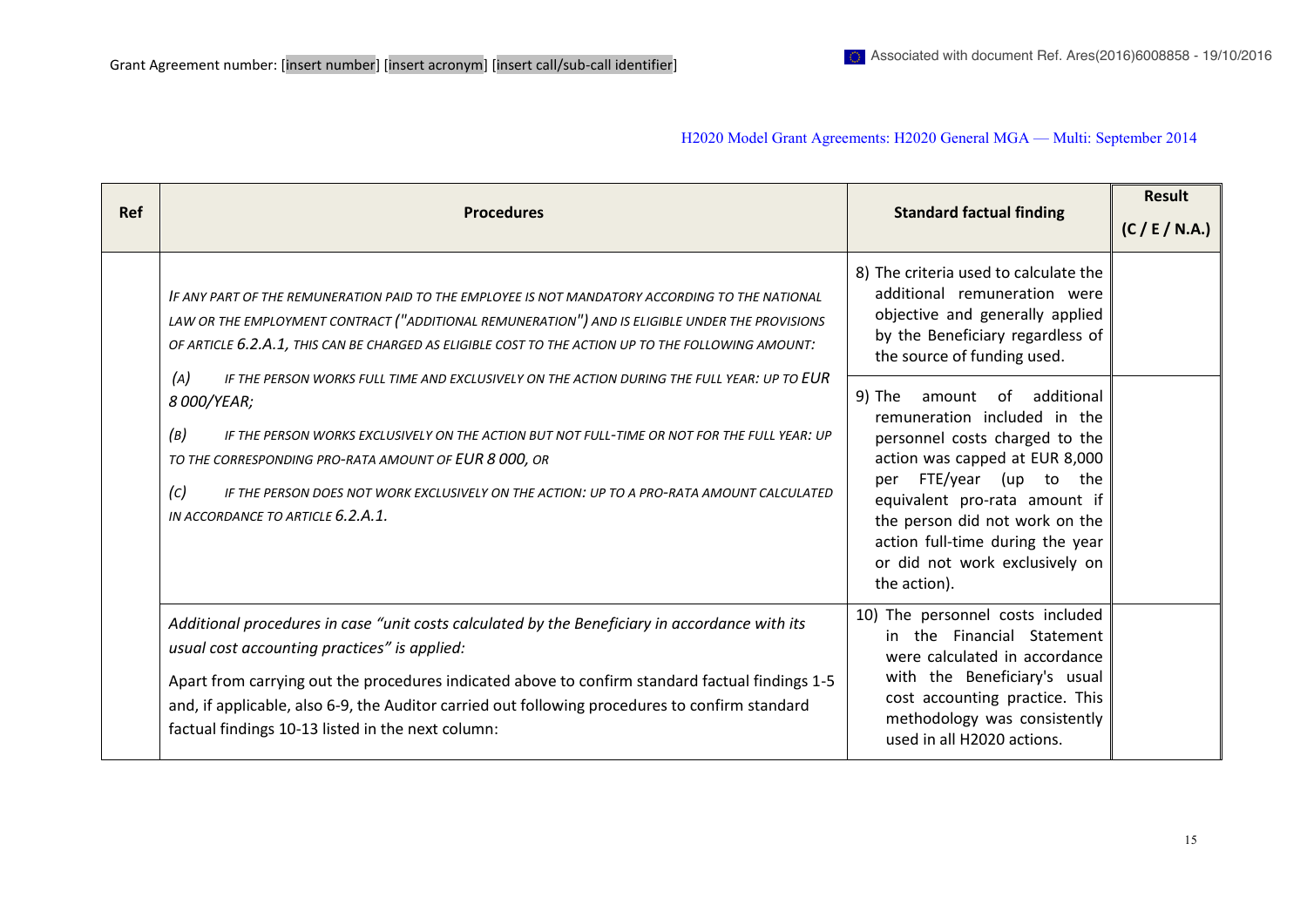| Ref | Procedures | Standard factual finding | Result (C / E / N.A.) |
|---|---|---|---|
| | *IF ANY PART OF THE REMUNERATION PAID TO THE EMPLOYEE IS NOT MANDATORY ACCORDING TO THE NATIONAL LAW OR THE EMPLOYMENT CONTRACT ("ADDITIONAL REMUNERATION") AND IS ELIGIBLE UNDER THE PROVISIONS OF ARTICLE 6.2.A.1, THIS CAN BE CHARGED AS ELIGIBLE COST TO THE ACTION UP TO THE FOLLOWING AMOUNT:* <br><br> *(A) IF THE PERSON WORKS FULL TIME AND EXCLUSIVELY ON THE ACTION DURING THE FULL YEAR: UP TO EUR 8 000/YEAR;* <br><br> *(B) IF THE PERSON WORKS EXCLUSIVELY ON THE ACTION BUT NOT FULL-TIME OR NOT FOR THE FULL YEAR: UP TO THE CORRESPONDING PRO-RATA AMOUNT OF EUR 8 000, OR* <br><br> *(C) IF THE PERSON DOES NOT WORK EXCLUSIVELY ON THE ACTION: UP TO A PRO-RATA AMOUNT CALCULATED IN ACCORDANCE TO ARTICLE 6.2.A.1.* | 8) The criteria used to calculate the additional remuneration were objective and generally applied by the Beneficiary regardless of the source of funding used. | |
| | | 9) The amount of additional remuneration included in the personnel costs charged to the action was capped at EUR 8,000 per FTE/year (up to the equivalent pro-rata amount if the person did not work on the action full-time during the year or did not work exclusively on the action). | |
| | *Additional procedures in case "unit costs calculated by the Beneficiary in accordance with its usual cost accounting practices" is applied:* <br><br> Apart from carrying out the procedures indicated above to confirm standard factual findings 1-5 and, if applicable, also 6-9, the Auditor carried out following procedures to confirm standard factual findings 10-13 listed in the next column: | 10) The personnel costs included in the Financial Statement were calculated in accordance with the Beneficiary's usual cost accounting practice. This methodology was consistently used in all H2020 actions. | |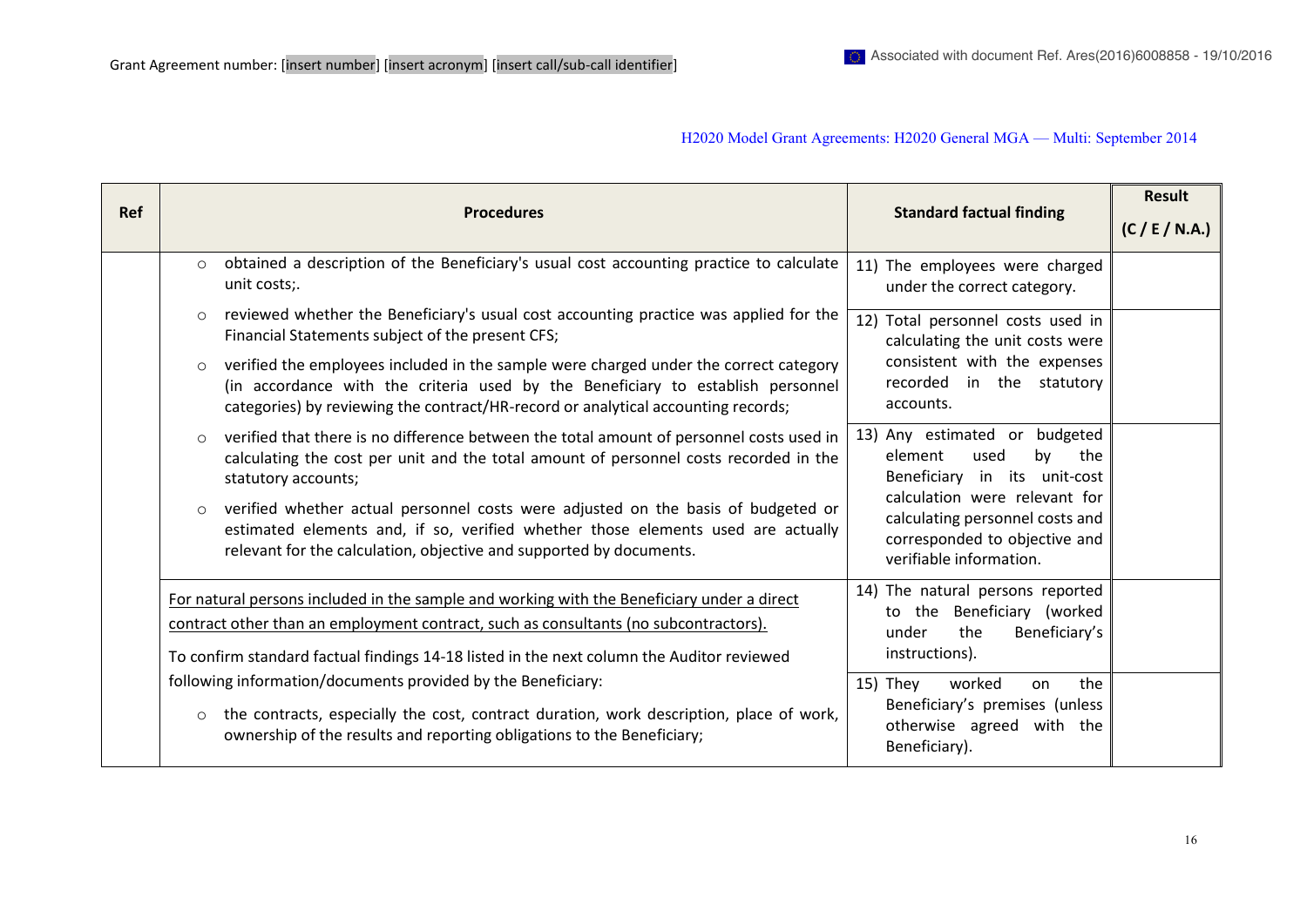Grant Agreement number: [insert number] [insert acronym] [insert call/sub-call identifier]

| Ref | Procedures | Standard factual finding | Result (C / E / N.A.) |
|---|---|---|---|
| | ○ obtained a description of the Beneficiary's usual cost accounting practice to calculate unit costs;. | 11) The employees were charged under the correct category. | |
| | ○ reviewed whether the Beneficiary's usual cost accounting practice was applied for the Financial Statements subject of the present CFS;<br>○ verified the employees included in the sample were charged under the correct category (in accordance with the criteria used by the Beneficiary to establish personnel categories) by reviewing the contract/HR-record or analytical accounting records; | 12) Total personnel costs used in calculating the unit costs were consistent with the expenses recorded in the statutory accounts. | |
| | ○ verified that there is no difference between the total amount of personnel costs used in calculating the cost per unit and the total amount of personnel costs recorded in the statutory accounts;<br>○ verified whether actual personnel costs were adjusted on the basis of budgeted or estimated elements and, if so, verified whether those elements used are actually relevant for the calculation, objective and supported by documents. | 13) Any estimated or budgeted element used by the Beneficiary in its unit-cost calculation were relevant for calculating personnel costs and corresponded to objective and verifiable information. | |
| | <u>For natural persons included in the sample and working with the Beneficiary under a direct contract other than an employment contract, such as consultants (no subcontractors).</u><br>To confirm standard factual findings 14-18 listed in the next column the Auditor reviewed following information/documents provided by the Beneficiary: | 14) The natural persons reported to the Beneficiary (worked under the Beneficiary's instructions). | |
| | ○ the contracts, especially the cost, contract duration, work description, place of work, ownership of the results and reporting obligations to the Beneficiary; | 15) They worked on the Beneficiary's premises (unless otherwise agreed with the Beneficiary). | |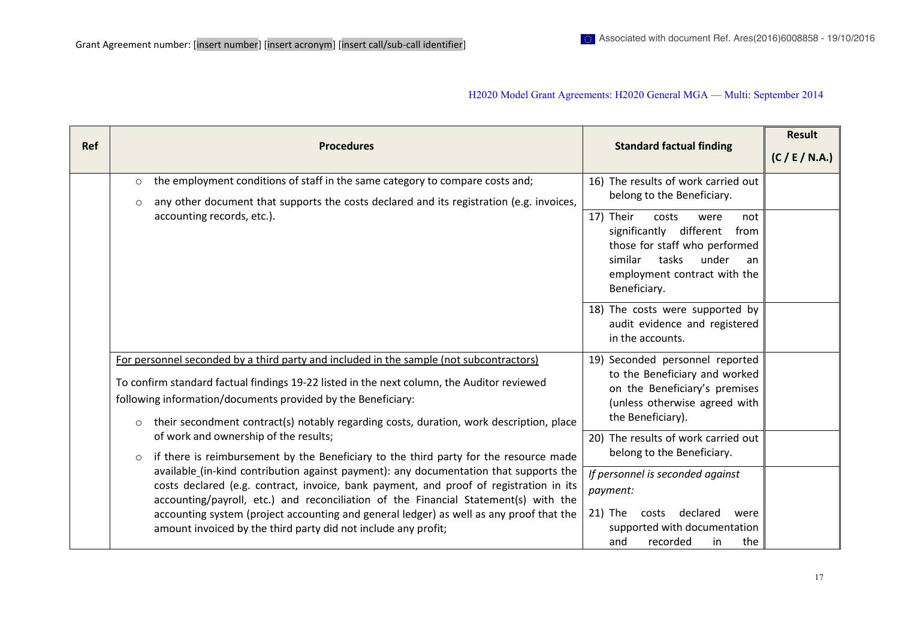| Ref | Procedures | Standard factual finding | Result (C / E / N.A.) |
|---|---|---|---|
| | ○ the employment conditions of staff in the same category to compare costs and;<br>○ any other document that supports the costs declared and its registration (e.g. invoices, accounting records, etc.). | 16) The results of work carried out belong to the Beneficiary. | |
| | | 17) Their costs were not significantly different from those for staff who performed similar tasks under an employment contract with the Beneficiary. | |
| | | 18) The costs were supported by audit evidence and registered in the accounts. | |
| | <u>For personnel seconded by a third party and included in the sample (not subcontractors)</u><br>To confirm standard factual findings 19-22 listed in the next column, the Auditor reviewed following information/documents provided by the Beneficiary:<br>○ their secondment contract(s) notably regarding costs, duration, work description, place of work and ownership of the results;<br>○ if there is reimbursement by the Beneficiary to the third party for the resource made available (in-kind contribution against payment): any documentation that supports the costs declared (e.g. contract, invoice, bank payment, and proof of registration in its accounting/payroll, etc.) and reconciliation of the Financial Statement(s) with the accounting system (project accounting and general ledger) as well as any proof that the amount invoiced by the third party did not include any profit; | 19) Seconded personnel reported to the Beneficiary and worked on the Beneficiary's premises (unless otherwise agreed with the Beneficiary). | |
| | | 20) The results of work carried out belong to the Beneficiary. | |
| | | *If personnel is seconded against payment:*<br>21) The costs declared were supported with documentation and recorded in the | |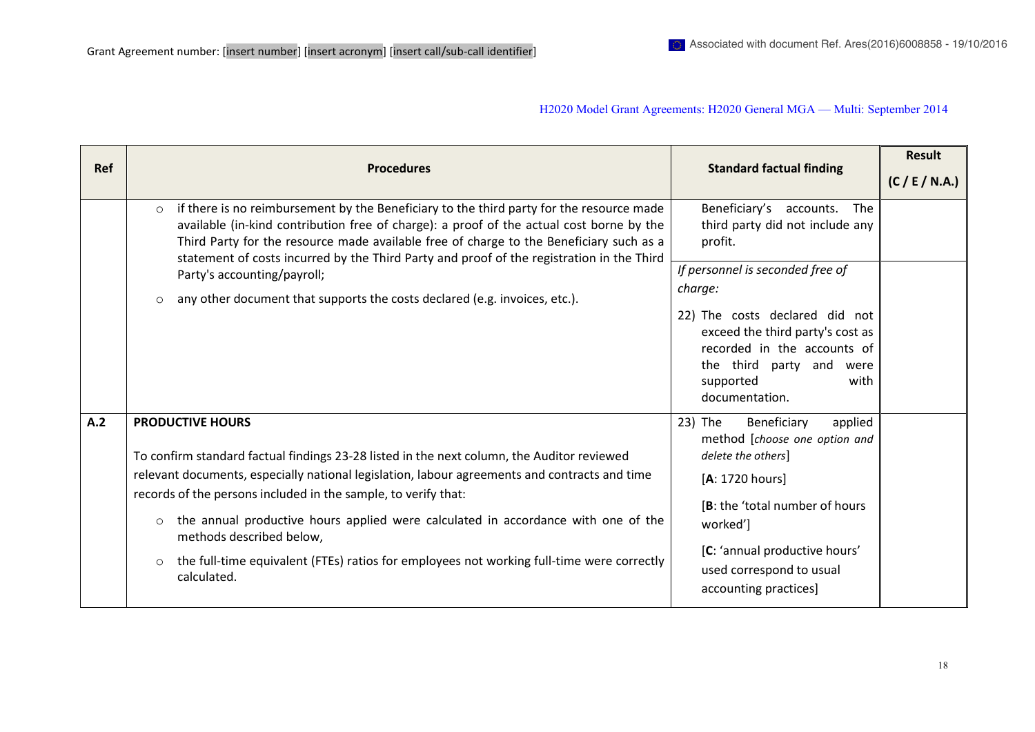| Ref | Procedures | Standard factual finding | Result (C / E / N.A.) |
| --- | --- | --- | --- |
| | ○ if there is no reimbursement by the Beneficiary to the third party for the resource made available (in-kind contribution free of charge): a proof of the actual cost borne by the Third Party for the resource made available free of charge to the Beneficiary such as a statement of costs incurred by the Third Party and proof of the registration in the Third Party's accounting/payroll;<br>○ any other document that supports the costs declared (e.g. invoices, etc.). | Beneficiary's accounts. The third party did not include any profit. | |
| | | *If personnel is seconded free of charge:*<br>22) The costs declared did not exceed the third party's cost as recorded in the accounts of the third party and were supported with documentation. | |
| **A.2** | **PRODUCTIVE HOURS**<br>To confirm standard factual findings 23-28 listed in the next column, the Auditor reviewed relevant documents, especially national legislation, labour agreements and contracts and time records of the persons included in the sample, to verify that:<br>○ the annual productive hours applied were calculated in accordance with one of the methods described below,<br>○ the full-time equivalent (FTEs) ratios for employees not working full-time were correctly calculated. | 23) The Beneficiary applied method [*choose one option and delete the others*]<br>[**A**: 1720 hours]<br>[**B**: the 'total number of hours worked']<br>[**C**: 'annual productive hours' used correspond to usual accounting practices] | |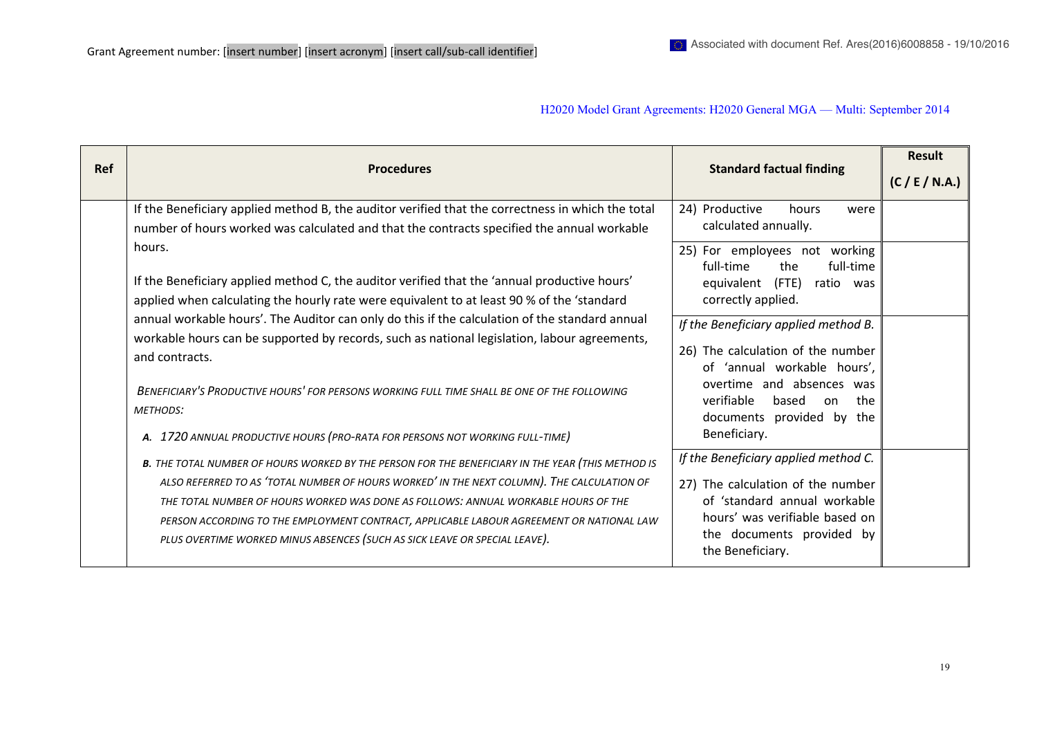| Ref | Procedures | Standard factual finding | Result (C / E / N.A.) |
|---|---|---|---|
| | If the Beneficiary applied method B, the auditor verified that the correctness in which the total number of hours worked was calculated and that the contracts specified the annual workable hours.<br><br>If the Beneficiary applied method C, the auditor verified that the 'annual productive hours' applied when calculating the hourly rate were equivalent to at least 90 % of the 'standard annual workable hours'. The Auditor can only do this if the calculation of the standard annual workable hours can be supported by records, such as national legislation, labour agreements, and contracts.<br><br>*BENEFICIARY'S PRODUCTIVE HOURS' FOR PERSONS WORKING FULL TIME SHALL BE ONE OF THE FOLLOWING METHODS:*<br><br>***A.*** *1720 ANNUAL PRODUCTIVE HOURS (PRO-RATA FOR PERSONS NOT WORKING FULL-TIME)*<br><br>***B.*** *THE TOTAL NUMBER OF HOURS WORKED BY THE PERSON FOR THE BENEFICIARY IN THE YEAR (THIS METHOD IS ALSO REFERRED TO AS 'TOTAL NUMBER OF HOURS WORKED' IN THE NEXT COLUMN). THE CALCULATION OF THE TOTAL NUMBER OF HOURS WORKED WAS DONE AS FOLLOWS: ANNUAL WORKABLE HOURS OF THE PERSON ACCORDING TO THE EMPLOYMENT CONTRACT, APPLICABLE LABOUR AGREEMENT OR NATIONAL LAW PLUS OVERTIME WORKED MINUS ABSENCES (SUCH AS SICK LEAVE OR SPECIAL LEAVE).* | 24) Productive hours were calculated annually. | |
| | | 25) For employees not working full-time the full-time equivalent (FTE) ratio was correctly applied. | |
| | | *If the Beneficiary applied method B.*<br><br>26) The calculation of the number of 'annual workable hours', overtime and absences was verifiable based on the documents provided by the Beneficiary. | |
| | | *If the Beneficiary applied method C.*<br><br>27) The calculation of the number of 'standard annual workable hours' was verifiable based on the documents provided by the Beneficiary. | |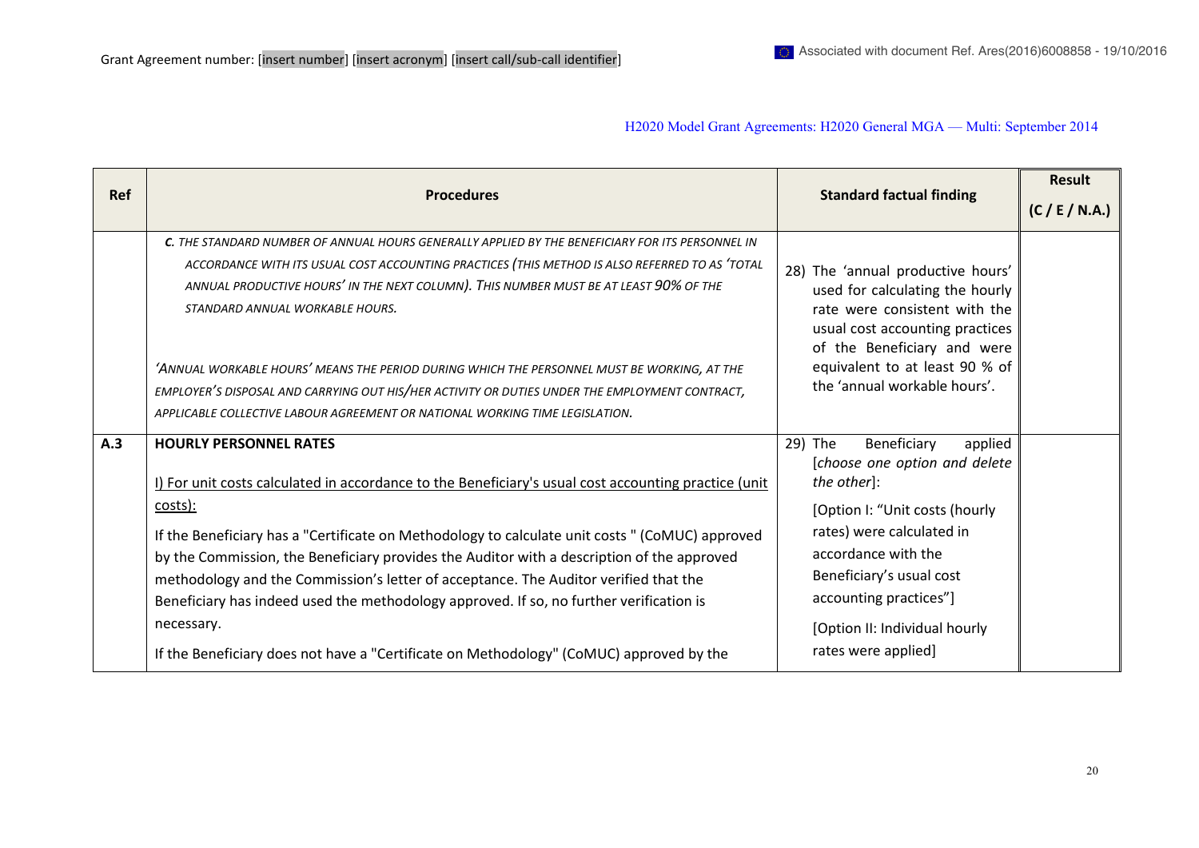| Ref | Procedures | Standard factual finding | Result (C / E / N.A.) |
|---|---|---|---|
| | *C. THE STANDARD NUMBER OF ANNUAL HOURS GENERALLY APPLIED BY THE BENEFICIARY FOR ITS PERSONNEL IN ACCORDANCE WITH ITS USUAL COST ACCOUNTING PRACTICES (THIS METHOD IS ALSO REFERRED TO AS 'TOTAL ANNUAL PRODUCTIVE HOURS' IN THE NEXT COLUMN). THIS NUMBER MUST BE AT LEAST 90% OF THE STANDARD ANNUAL WORKABLE HOURS.*<br><br>*'ANNUAL WORKABLE HOURS' MEANS THE PERIOD DURING WHICH THE PERSONNEL MUST BE WORKING, AT THE EMPLOYER'S DISPOSAL AND CARRYING OUT HIS/HER ACTIVITY OR DUTIES UNDER THE EMPLOYMENT CONTRACT, APPLICABLE COLLECTIVE LABOUR AGREEMENT OR NATIONAL WORKING TIME LEGISLATION.* | 28) The 'annual productive hours' used for calculating the hourly rate were consistent with the usual cost accounting practices of the Beneficiary and were equivalent to at least 90 % of the 'annual workable hours'. | |
| **A.3** | **HOURLY PERSONNEL RATES**<br><br><u>I) For unit costs calculated in accordance to the Beneficiary's usual cost accounting practice (unit costs):</u><br><br>If the Beneficiary has a "Certificate on Methodology to calculate unit costs " (CoMUC) approved by the Commission, the Beneficiary provides the Auditor with a description of the approved methodology and the Commission's letter of acceptance. The Auditor verified that the Beneficiary has indeed used the methodology approved. If so, no further verification is necessary.<br><br>If the Beneficiary does not have a "Certificate on Methodology" (CoMUC) approved by the | 29) The Beneficiary applied [*choose one option and delete the other*]:<br><br>[Option I: "Unit costs (hourly rates) were calculated in accordance with the Beneficiary's usual cost accounting practices"]<br><br>[Option II: Individual hourly rates were applied] | |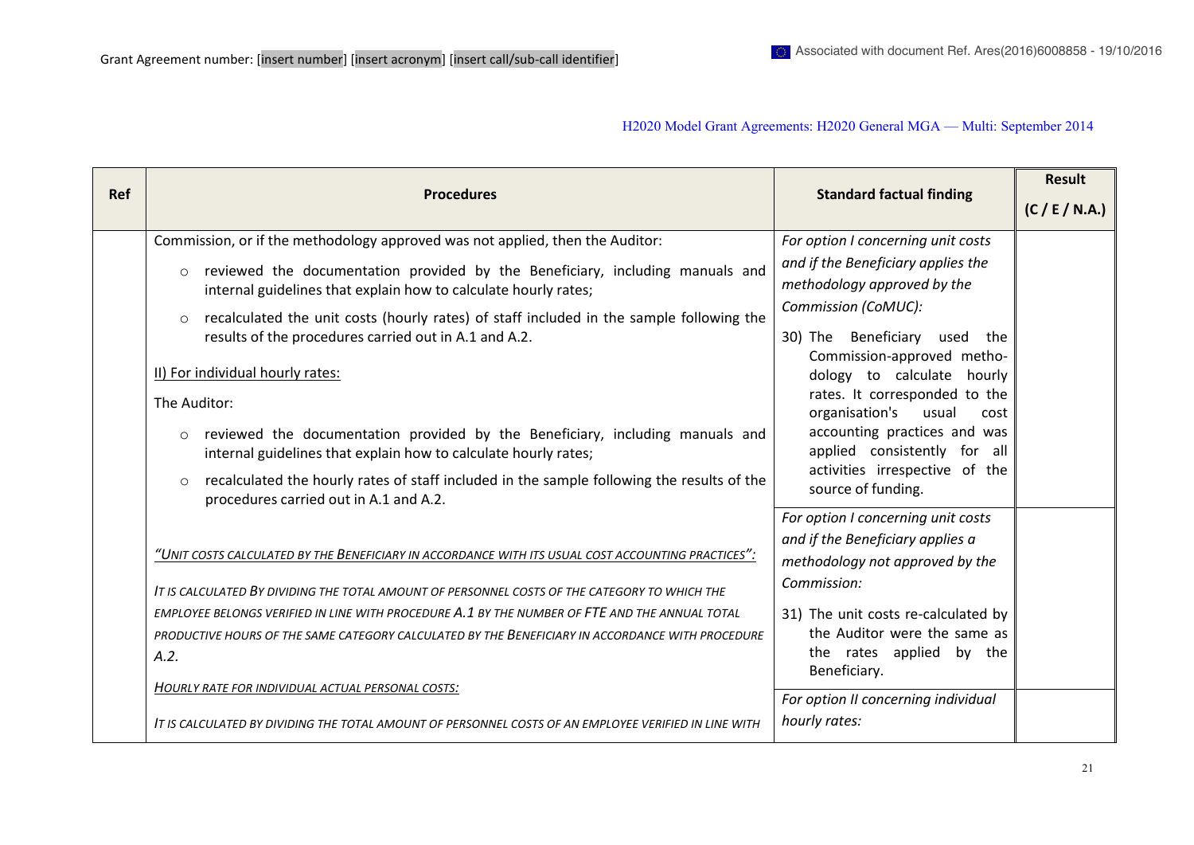| Ref | Procedures | Standard factual finding | Result (C / E / N.A.) |
|---|---|---|---|
| | Commission, or if the methodology approved was not applied, then the Auditor:<br>○ reviewed the documentation provided by the Beneficiary, including manuals and internal guidelines that explain how to calculate hourly rates;<br>○ recalculated the unit costs (hourly rates) of staff included in the sample following the results of the procedures carried out in A.1 and A.2.<br><br><u>II) For individual hourly rates:</u><br>The Auditor:<br>○ reviewed the documentation provided by the Beneficiary, including manuals and internal guidelines that explain how to calculate hourly rates;<br>○ recalculated the hourly rates of staff included in the sample following the results of the procedures carried out in A.1 and A.2.<br><br>*<u>"UNIT COSTS CALCULATED BY THE BENEFICIARY IN ACCORDANCE WITH ITS USUAL COST ACCOUNTING PRACTICES":</u>*<br>*IT IS CALCULATED BY DIVIDING THE TOTAL AMOUNT OF PERSONNEL COSTS OF THE CATEGORY TO WHICH THE EMPLOYEE BELONGS VERIFIED IN LINE WITH PROCEDURE A.1 BY THE NUMBER OF FTE AND THE ANNUAL TOTAL PRODUCTIVE HOURS OF THE SAME CATEGORY CALCULATED BY THE BENEFICIARY IN ACCORDANCE WITH PROCEDURE A.2.*<br>*<u>HOURLY RATE FOR INDIVIDUAL ACTUAL PERSONAL COSTS:</u>*<br>*IT IS CALCULATED BY DIVIDING THE TOTAL AMOUNT OF PERSONNEL COSTS OF AN EMPLOYEE VERIFIED IN LINE WITH* | *For option I concerning unit costs and if the Beneficiary applies the methodology approved by the Commission (CoMUC):*<br>30) The Beneficiary used the Commission-approved methodology to calculate hourly rates. It corresponded to the organisation's usual cost accounting practices and was applied consistently for all activities irrespective of the source of funding. | |
| | | *For option I concerning unit costs and if the Beneficiary applies a methodology not approved by the Commission:*<br>31) The unit costs re-calculated by the Auditor were the same as the rates applied by the Beneficiary. | |
| | | *For option II concerning individual hourly rates:* | |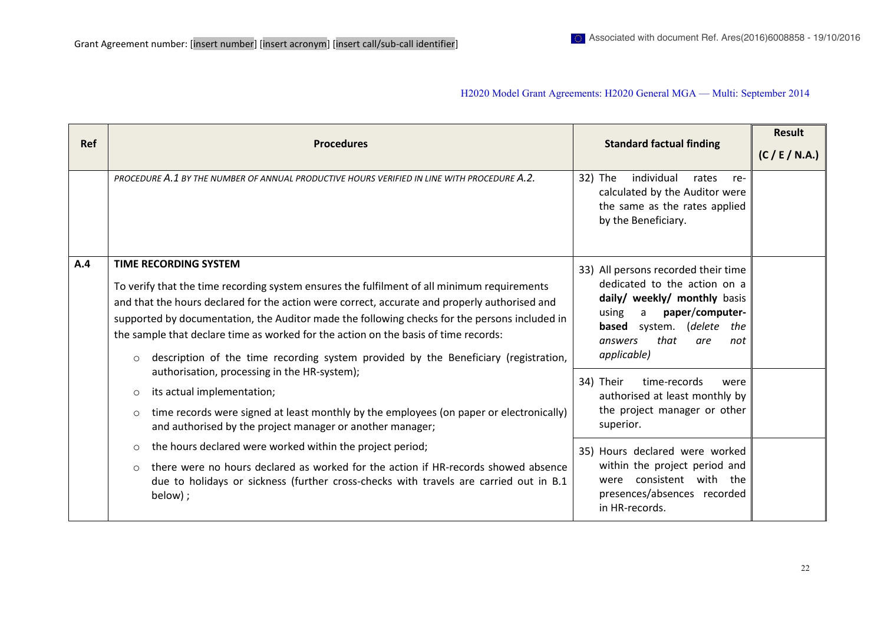| Ref | Procedures | Standard factual finding | Result (C / E / N.A.) |
|---|---|---|---|
| | *PROCEDURE A.1 BY THE NUMBER OF ANNUAL PRODUCTIVE HOURS VERIFIED IN LINE WITH PROCEDURE A.2.* | 32) The individual rates re-calculated by the Auditor were the same as the rates applied by the Beneficiary. | |
| **A.4** | **TIME RECORDING SYSTEM**<br><br>To verify that the time recording system ensures the fulfilment of all minimum requirements and that the hours declared for the action were correct, accurate and properly authorised and supported by documentation, the Auditor made the following checks for the persons included in the sample that declare time as worked for the action on the basis of time records:<br><br>○ description of the time recording system provided by the Beneficiary (registration, authorisation, processing in the HR-system);<br>○ its actual implementation;<br>○ time records were signed at least monthly by the employees (on paper or electronically) and authorised by the project manager or another manager;<br>○ the hours declared were worked within the project period;<br>○ there were no hours declared as worked for the action if HR-records showed absence due to holidays or sickness (further cross-checks with travels are carried out in B.1 below) ; | 33) All persons recorded their time dedicated to the action on a **daily/ weekly/ monthly** basis using a **paper/computer-based** system. (*delete the answers that are not applicable)* | |
| | | 34) Their time-records were authorised at least monthly by the project manager or other superior. | |
| | | 35) Hours declared were worked within the project period and were consistent with the presences/absences recorded in HR-records. | |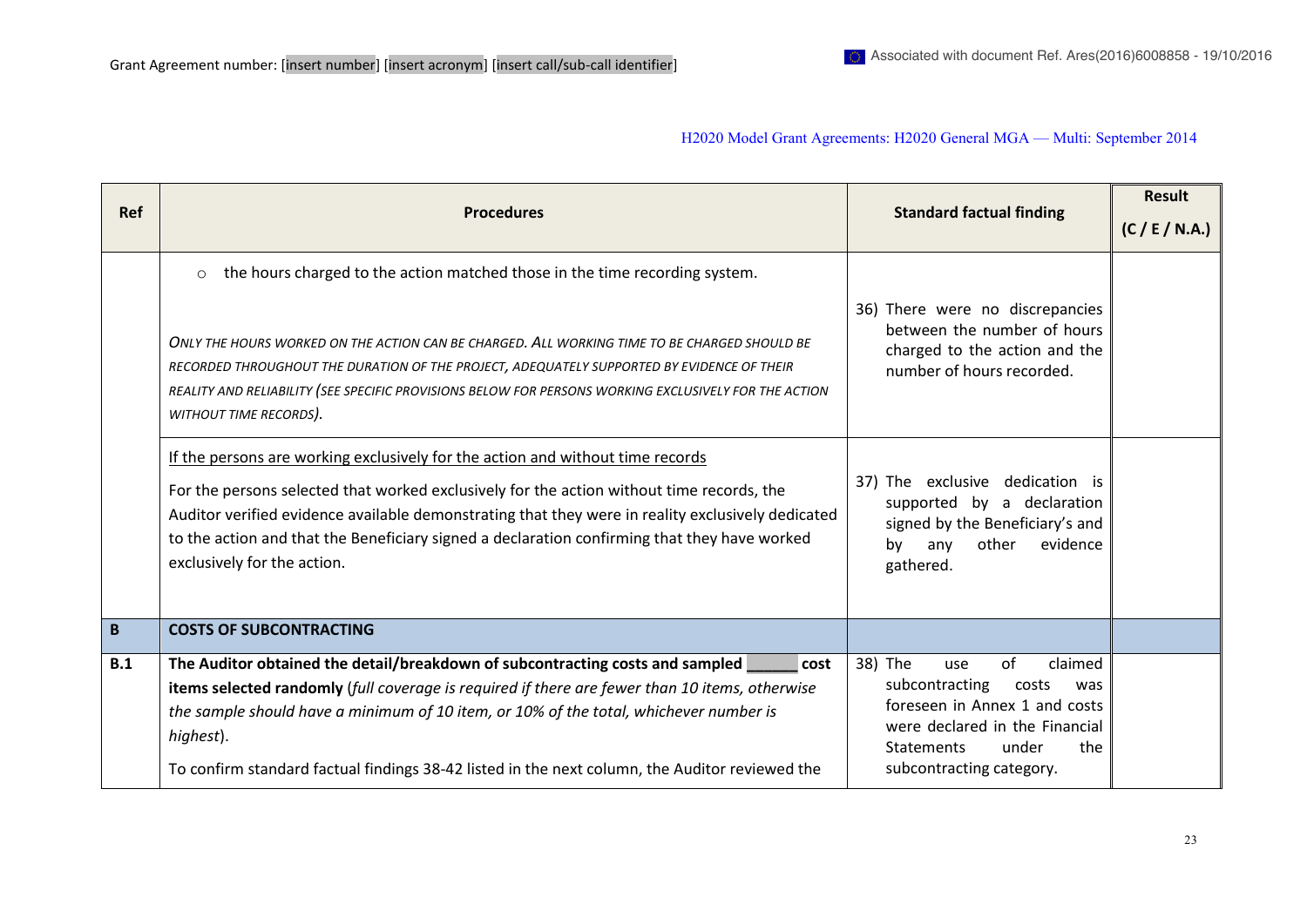| Ref | Procedures | Standard factual finding | Result (C / E / N.A.) |
|---|---|---|---|
| | ○ the hours charged to the action matched those in the time recording system.<br><br>*ONLY THE HOURS WORKED ON THE ACTION CAN BE CHARGED. ALL WORKING TIME TO BE CHARGED SHOULD BE RECORDED THROUGHOUT THE DURATION OF THE PROJECT, ADEQUATELY SUPPORTED BY EVIDENCE OF THEIR REALITY AND RELIABILITY (SEE SPECIFIC PROVISIONS BELOW FOR PERSONS WORKING EXCLUSIVELY FOR THE ACTION WITHOUT TIME RECORDS).* | 36) There were no discrepancies between the number of hours charged to the action and the number of hours recorded. | |
| | <u>If the persons are working exclusively for the action and without time records</u><br><br>For the persons selected that worked exclusively for the action without time records, the Auditor verified evidence available demonstrating that they were in reality exclusively dedicated to the action and that the Beneficiary signed a declaration confirming that they have worked exclusively for the action. | 37) The exclusive dedication is supported by a declaration signed by the Beneficiary's and by any other evidence gathered. | |
| **B** | **COSTS OF SUBCONTRACTING** | | |
| **B.1** | **The Auditor obtained the detail/breakdown of subcontracting costs and sampled ______ cost items selected randomly** (*full coverage is required if there are fewer than 10 items, otherwise the sample should have a minimum of 10 item, or 10% of the total, whichever number is highest*).<br><br>To confirm standard factual findings 38-42 listed in the next column, the Auditor reviewed the | 38) The use of claimed subcontracting costs was foreseen in Annex 1 and costs were declared in the Financial Statements under the subcontracting category. | |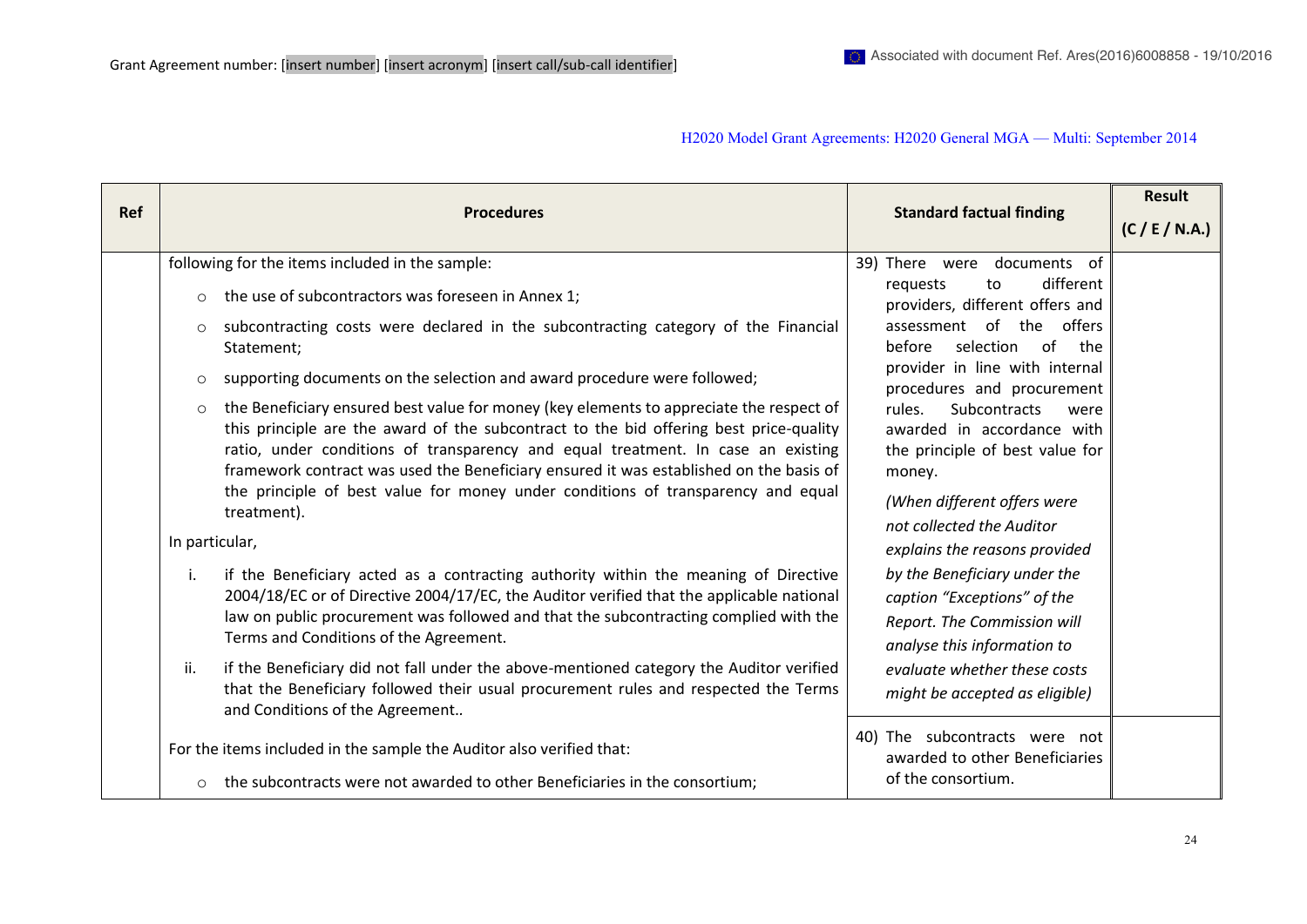| Ref | Procedures | Standard factual finding | Result (C / E / N.A.) |
|---|---|---|---|
| | following for the items included in the sample:<br>○ the use of subcontractors was foreseen in Annex 1;<br>○ subcontracting costs were declared in the subcontracting category of the Financial Statement;<br>○ supporting documents on the selection and award procedure were followed;<br>○ the Beneficiary ensured best value for money (key elements to appreciate the respect of this principle are the award of the subcontract to the bid offering best price-quality ratio, under conditions of transparency and equal treatment. In case an existing framework contract was used the Beneficiary ensured it was established on the basis of the principle of best value for money under conditions of transparency and equal treatment).<br>In particular,<br>i. if the Beneficiary acted as a contracting authority within the meaning of Directive 2004/18/EC or of Directive 2004/17/EC, the Auditor verified that the applicable national law on public procurement was followed and that the subcontracting complied with the Terms and Conditions of the Agreement.<br>ii. if the Beneficiary did not fall under the above-mentioned category the Auditor verified that the Beneficiary followed their usual procurement rules and respected the Terms and Conditions of the Agreement.. | 39) There were documents of requests to different providers, different offers and assessment of the offers before selection of the provider in line with internal procedures and procurement rules. Subcontracts were awarded in accordance with the principle of best value for money.<br>*(When different offers were not collected the Auditor explains the reasons provided by the Beneficiary under the caption "Exceptions" of the Report. The Commission will analyse this information to evaluate whether these costs might be accepted as eligible)* | |
| | For the items included in the sample the Auditor also verified that:<br>○ the subcontracts were not awarded to other Beneficiaries in the consortium; | 40) The subcontracts were not awarded to other Beneficiaries of the consortium. | |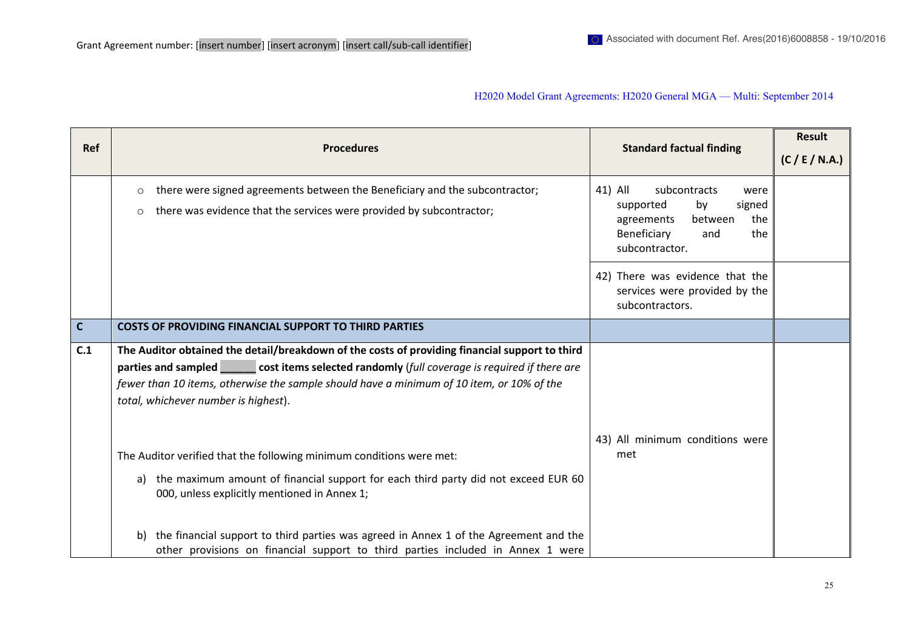| Ref | Procedures | Standard factual finding | Result (C / E / N.A.) |
|---|---|---|---|
| | ○ there were signed agreements between the Beneficiary and the subcontractor;<br>○ there was evidence that the services were provided by subcontractor; | 41) All subcontracts were supported by signed agreements between the Beneficiary and the subcontractor. | |
| | | 42) There was evidence that the services were provided by the subcontractors. | |
| **C** | **COSTS OF PROVIDING FINANCIAL SUPPORT TO THIRD PARTIES** | | |
| **C.1** | **The Auditor obtained the detail/breakdown of the costs of providing financial support to third parties and sampled ______ cost items selected randomly** (*full coverage is required if there are fewer than 10 items, otherwise the sample should have a minimum of 10 item, or 10% of the total, whichever number is highest*).<br><br>The Auditor verified that the following minimum conditions were met:<br>a) the maximum amount of financial support for each third party did not exceed EUR 60 000, unless explicitly mentioned in Annex 1;<br>b) the financial support to third parties was agreed in Annex 1 of the Agreement and the other provisions on financial support to third parties included in Annex 1 were | 43) All minimum conditions were met | |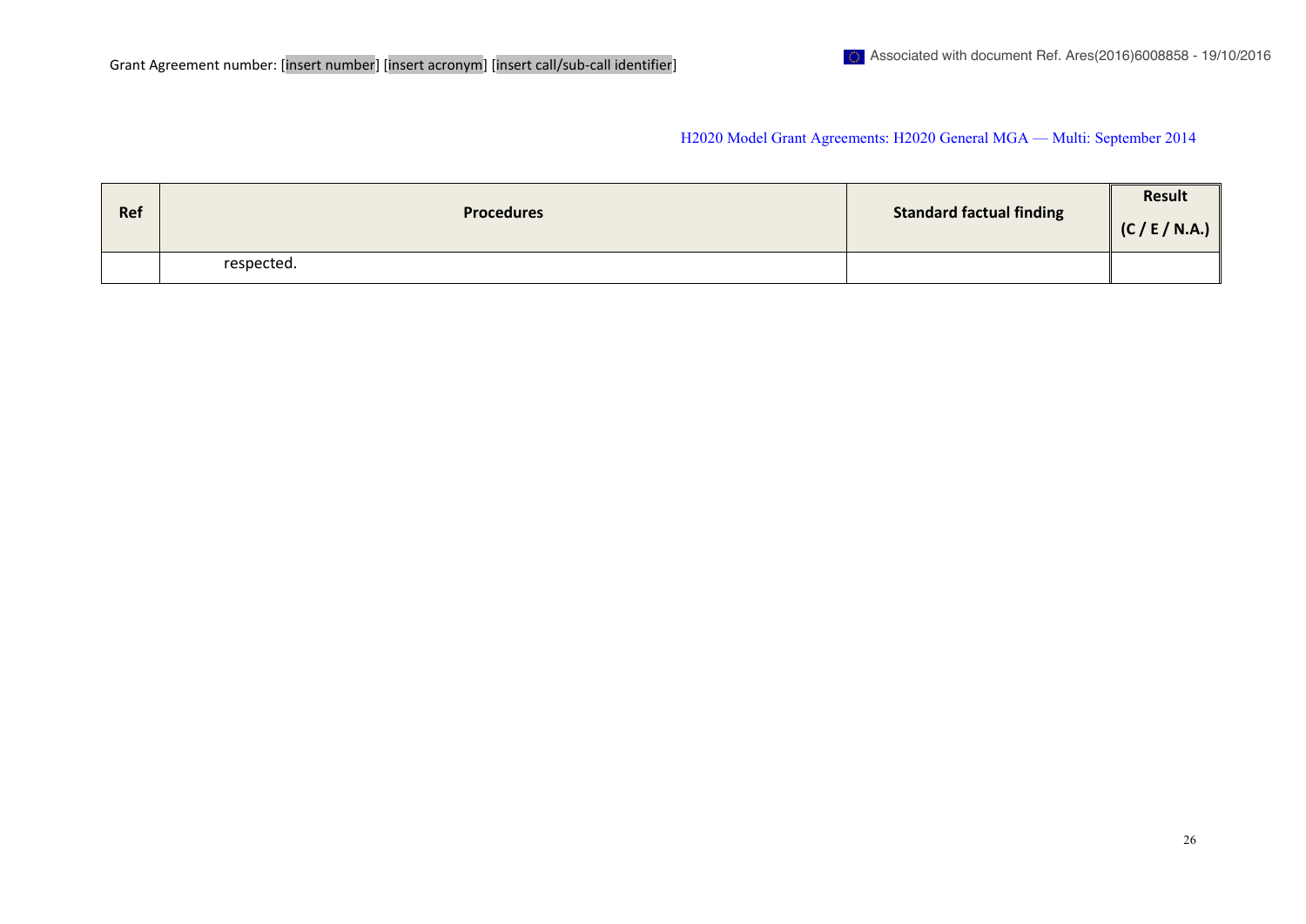| Ref | Procedures | Standard factual finding | Result (C / E / N.A.) |
|---|---|---|---|
| | respected. | | |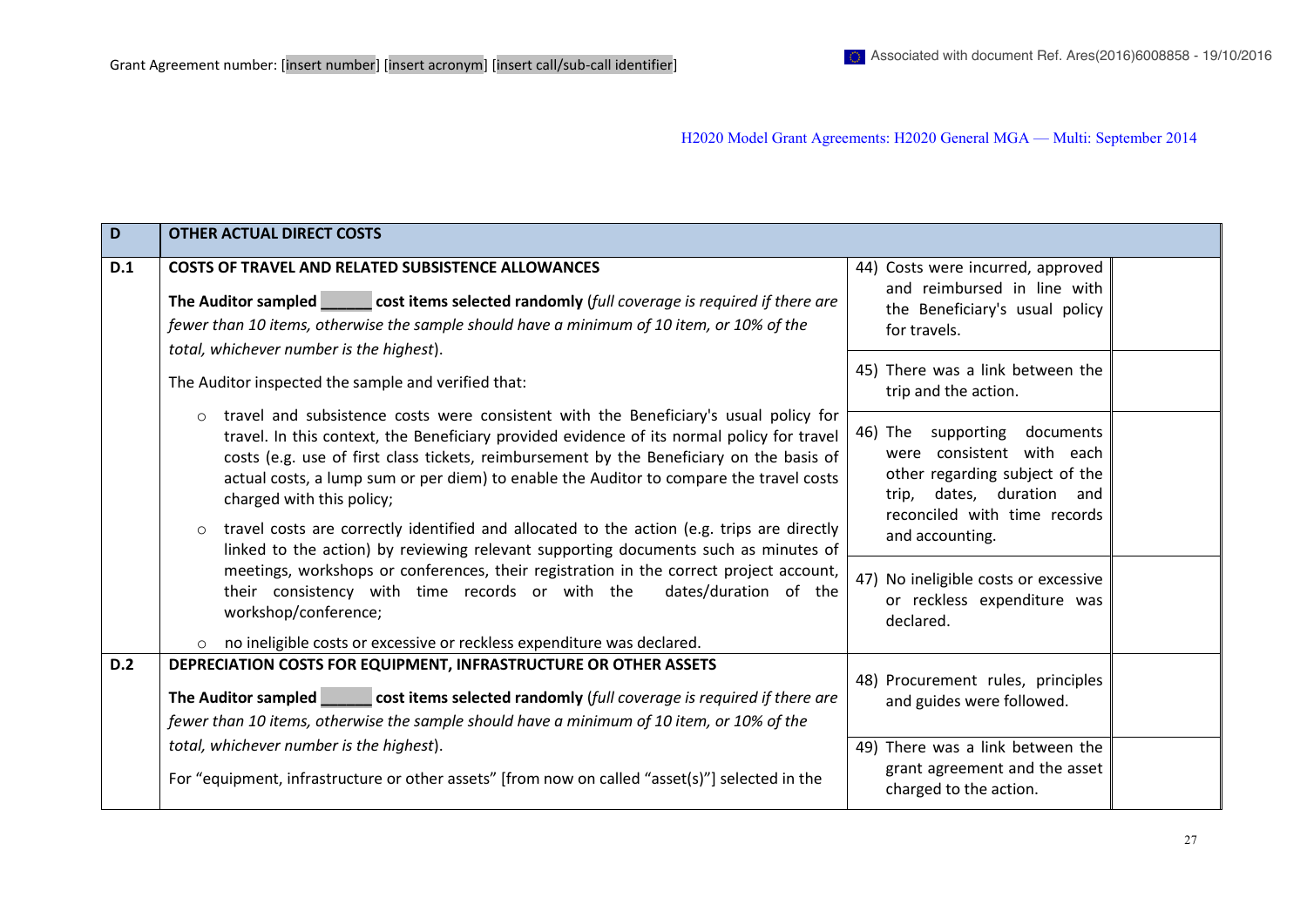| D | OTHER ACTUAL DIRECT COSTS | | |
|---|---|---|---|
| D.1 | **COSTS OF TRAVEL AND RELATED SUBSISTENCE ALLOWANCES**<br><br>**The Auditor sampled ______ cost items selected randomly** (*full coverage is required if there are fewer than 10 items, otherwise the sample should have a minimum of 10 item, or 10% of the total, whichever number is the highest*).<br><br>The Auditor inspected the sample and verified that:<br><br>○ travel and subsistence costs were consistent with the Beneficiary's usual policy for travel. In this context, the Beneficiary provided evidence of its normal policy for travel costs (e.g. use of first class tickets, reimbursement by the Beneficiary on the basis of actual costs, a lump sum or per diem) to enable the Auditor to compare the travel costs charged with this policy;<br><br>○ travel costs are correctly identified and allocated to the action (e.g. trips are directly linked to the action) by reviewing relevant supporting documents such as minutes of meetings, workshops or conferences, their registration in the correct project account, their consistency with time records or with the dates/duration of the workshop/conference;<br><br>○ no ineligible costs or excessive or reckless expenditure was declared. | 44) Costs were incurred, approved and reimbursed in line with the Beneficiary's usual policy for travels.<br><br>45) There was a link between the trip and the action.<br><br>46) The supporting documents were consistent with each other regarding subject of the trip, dates, duration and reconciled with time records and accounting.<br><br>47) No ineligible costs or excessive or reckless expenditure was declared. | |
| D.2 | **DEPRECIATION COSTS FOR EQUIPMENT, INFRASTRUCTURE OR OTHER ASSETS**<br><br>**The Auditor sampled ______ cost items selected randomly** (*full coverage is required if there are fewer than 10 items, otherwise the sample should have a minimum of 10 item, or 10% of the total, whichever number is the highest*).<br><br>For "equipment, infrastructure or other assets" [from now on called "asset(s)"] selected in the | 48) Procurement rules, principles and guides were followed.<br><br>49) There was a link between the grant agreement and the asset charged to the action. | |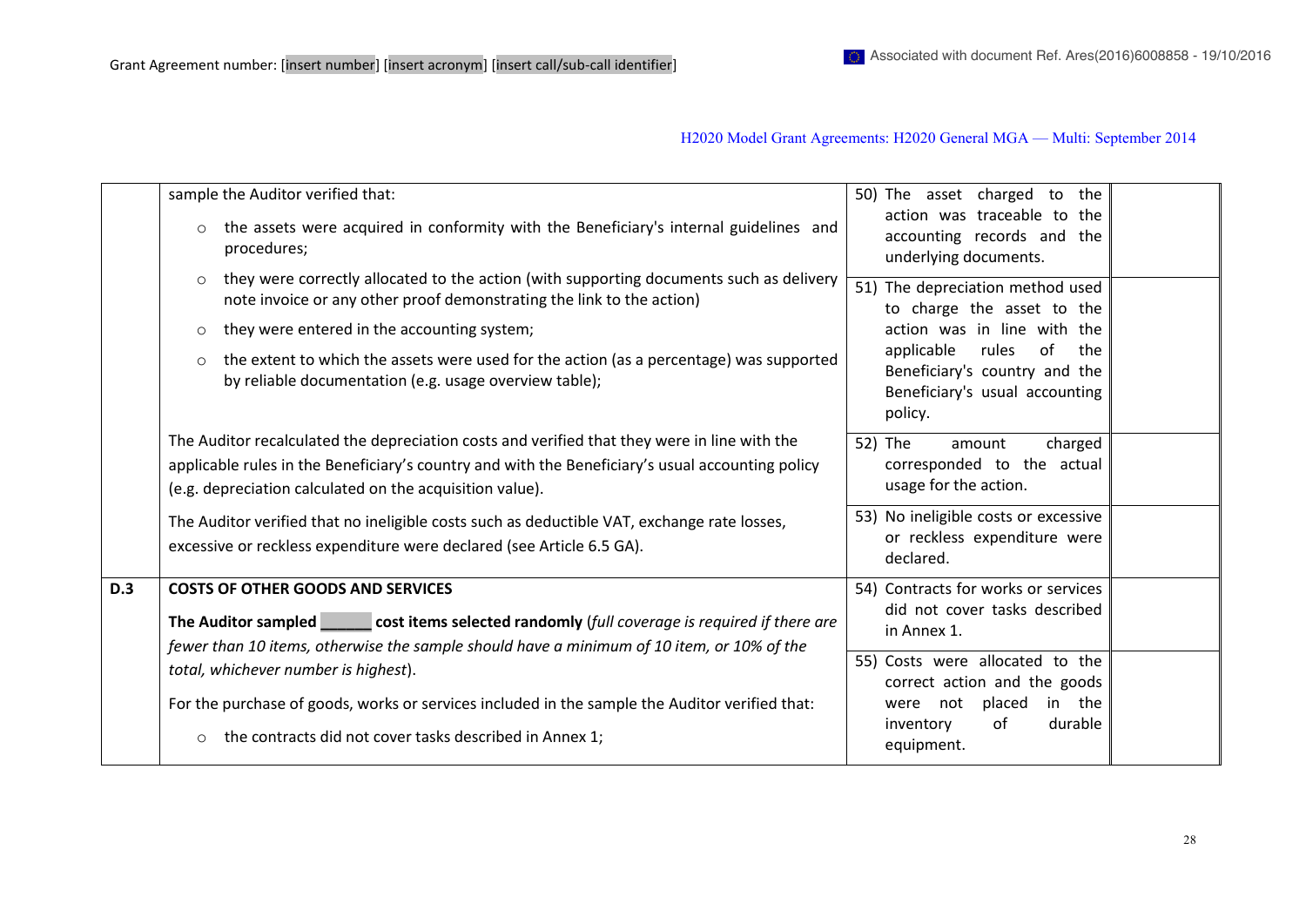| | | | |
|---|---|---|---|
| | sample the Auditor verified that:<br>○ the assets were acquired in conformity with the Beneficiary's internal guidelines and procedures;<br>○ they were correctly allocated to the action (with supporting documents such as delivery note invoice or any other proof demonstrating the link to the action)<br>○ they were entered in the accounting system;<br>○ the extent to which the assets were used for the action (as a percentage) was supported by reliable documentation (e.g. usage overview table); | 50) The asset charged to the action was traceable to the accounting records and the underlying documents. | |
| | | 51) The depreciation method used to charge the asset to the action was in line with the applicable rules of the Beneficiary's country and the Beneficiary's usual accounting policy. | |
| | The Auditor recalculated the depreciation costs and verified that they were in line with the applicable rules in the Beneficiary's country and with the Beneficiary's usual accounting policy (e.g. depreciation calculated on the acquisition value). | 52) The amount charged corresponded to the actual usage for the action. | |
| | The Auditor verified that no ineligible costs such as deductible VAT, exchange rate losses, excessive or reckless expenditure were declared (see Article 6.5 GA). | 53) No ineligible costs or excessive or reckless expenditure were declared. | |
| **D.3** | **COSTS OF OTHER GOODS AND SERVICES**<br>**The Auditor sampled ______ cost items selected randomly** (*full coverage is required if there are fewer than 10 items, otherwise the sample should have a minimum of 10 item, or 10% of the total, whichever number is highest*).<br>For the purchase of goods, works or services included in the sample the Auditor verified that:<br>○ the contracts did not cover tasks described in Annex 1; | 54) Contracts for works or services did not cover tasks described in Annex 1. | |
| | | 55) Costs were allocated to the correct action and the goods were not placed in the inventory of durable equipment. | |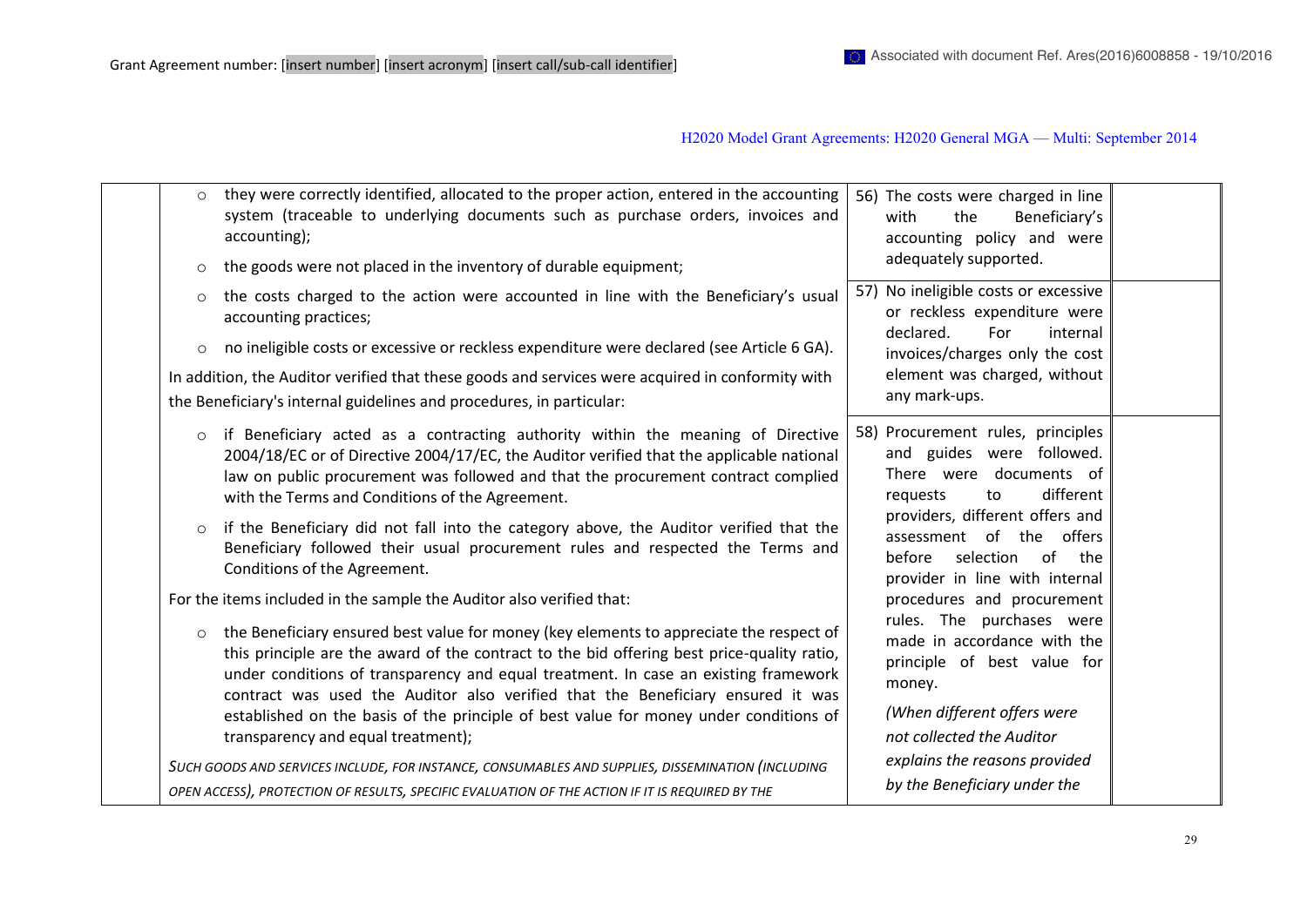| | | | |
|---|---|---|---|
| | ○ they were correctly identified, allocated to the proper action, entered in the accounting system (traceable to underlying documents such as purchase orders, invoices and accounting);<br>○ the goods were not placed in the inventory of durable equipment; | 56) The costs were charged in line with the Beneficiary's accounting policy and were adequately supported. | |
| | ○ the costs charged to the action were accounted in line with the Beneficiary's usual accounting practices;<br>○ no ineligible costs or excessive or reckless expenditure were declared (see Article 6 GA).<br>In addition, the Auditor verified that these goods and services were acquired in conformity with the Beneficiary's internal guidelines and procedures, in particular: | 57) No ineligible costs or excessive or reckless expenditure were declared. For internal invoices/charges only the cost element was charged, without any mark-ups. | |
| | ○ if Beneficiary acted as a contracting authority within the meaning of Directive 2004/18/EC or of Directive 2004/17/EC, the Auditor verified that the applicable national law on public procurement was followed and that the procurement contract complied with the Terms and Conditions of the Agreement.<br>○ if the Beneficiary did not fall into the category above, the Auditor verified that the Beneficiary followed their usual procurement rules and respected the Terms and Conditions of the Agreement.<br>For the items included in the sample the Auditor also verified that:<br>○ the Beneficiary ensured best value for money (key elements to appreciate the respect of this principle are the award of the contract to the bid offering best price-quality ratio, under conditions of transparency and equal treatment. In case an existing framework contract was used the Auditor also verified that the Beneficiary ensured it was established on the basis of the principle of best value for money under conditions of transparency and equal treatment);<br>*SUCH GOODS AND SERVICES INCLUDE, FOR INSTANCE, CONSUMABLES AND SUPPLIES, DISSEMINATION (INCLUDING OPEN ACCESS), PROTECTION OF RESULTS, SPECIFIC EVALUATION OF THE ACTION IF IT IS REQUIRED BY THE* | 58) Procurement rules, principles and guides were followed. There were documents of requests to different providers, different offers and assessment of the offers before selection of the provider in line with internal procedures and procurement rules. The purchases were made in accordance with the principle of best value for money.<br>*(When different offers were not collected the Auditor explains the reasons provided by the Beneficiary under the* | |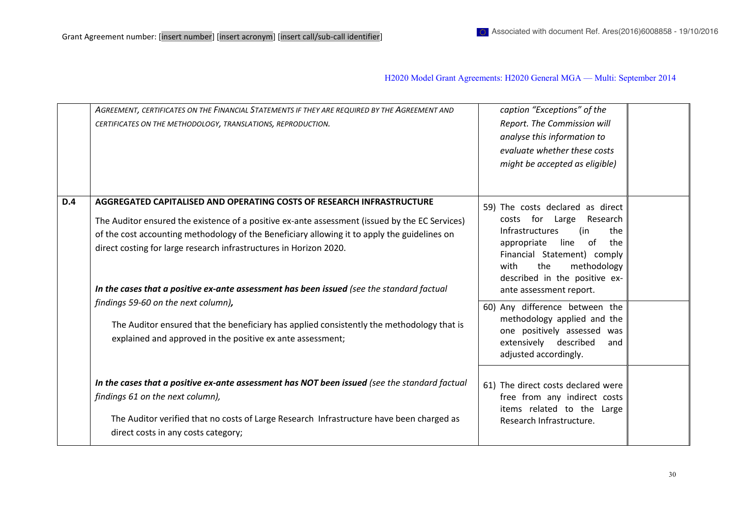| | | | |
|---|---|---|---|
| | *AGREEMENT, CERTIFICATES ON THE FINANCIAL STATEMENTS IF THEY ARE REQUIRED BY THE AGREEMENT AND CERTIFICATES ON THE METHODOLOGY, TRANSLATIONS, REPRODUCTION.* | *caption "Exceptions" of the Report. The Commission will analyse this information to evaluate whether these costs might be accepted as eligible)* | |
| **D.4** | **AGGREGATED CAPITALISED AND OPERATING COSTS OF RESEARCH INFRASTRUCTURE**<br><br>The Auditor ensured the existence of a positive ex-ante assessment (issued by the EC Services) of the cost accounting methodology of the Beneficiary allowing it to apply the guidelines on direct costing for large research infrastructures in Horizon 2020.<br><br>***In the cases that a positive ex-ante assessment has been issued*** *(see the standard factual findings 59-60 on the next column)**,***<br><br>The Auditor ensured that the beneficiary has applied consistently the methodology that is explained and approved in the positive ex ante assessment; | 59) The costs declared as direct costs for Large Research Infrastructures (in the appropriate line of the Financial Statement) comply with the methodology described in the positive ex-ante assessment report. | |
| | | 60) Any difference between the methodology applied and the one positively assessed was extensively described and adjusted accordingly. | |
| | ***In the cases that a positive ex-ante assessment has NOT been issued*** *(see the standard factual findings 61 on the next column),*<br><br>The Auditor verified that no costs of Large Research Infrastructure have been charged as direct costs in any costs category; | 61) The direct costs declared were free from any indirect costs items related to the Large Research Infrastructure. | |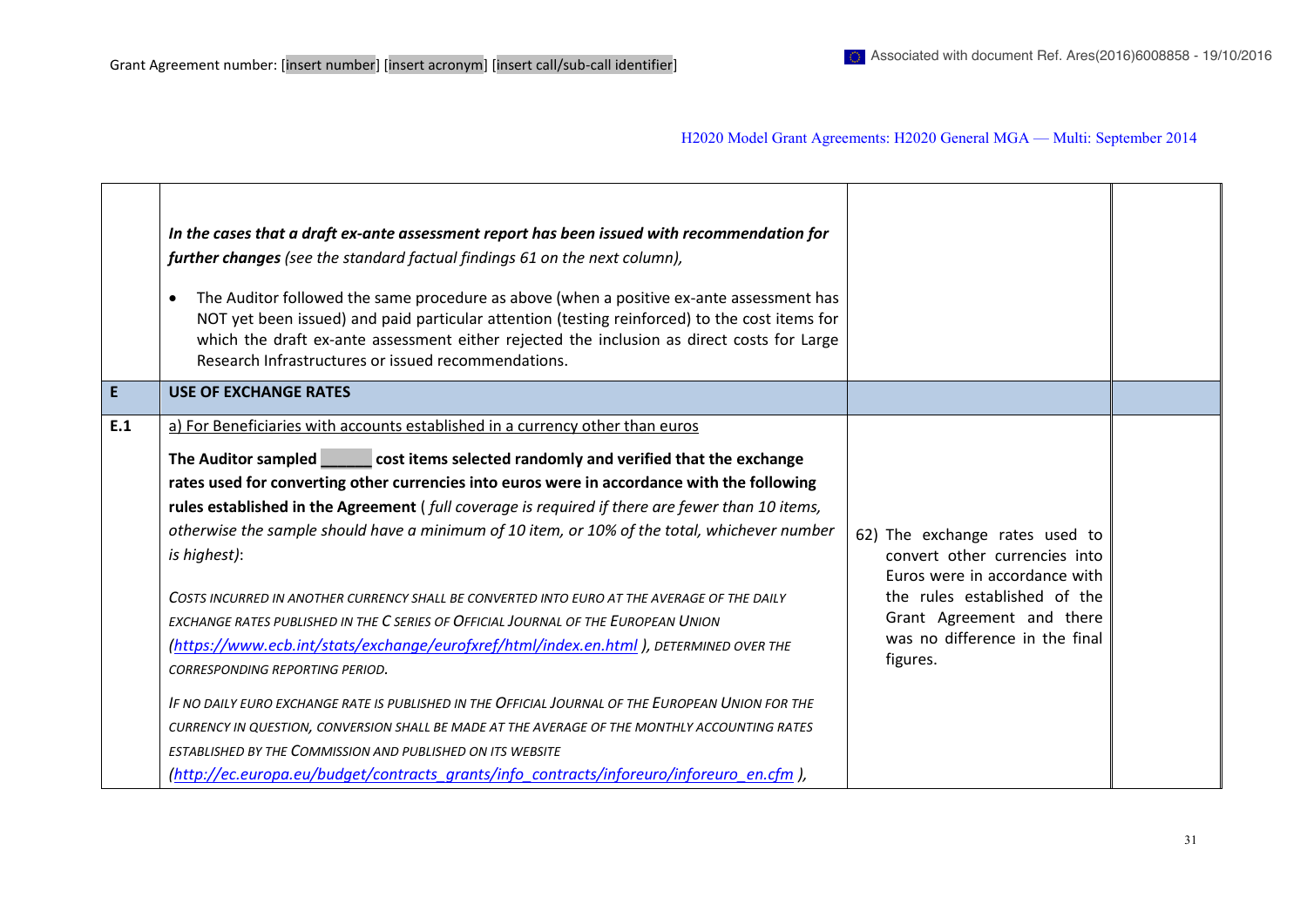| | | | |
|---|---|---|---|
| | ***In the cases that a draft ex-ante assessment report has been issued with recommendation for further changes*** *(see the standard factual findings 61 on the next column),*<br><br>• The Auditor followed the same procedure as above (when a positive ex-ante assessment has NOT yet been issued) and paid particular attention (testing reinforced) to the cost items for which the draft ex-ante assessment either rejected the inclusion as direct costs for Large Research Infrastructures or issued recommendations. | | |
| **E** | **USE OF EXCHANGE RATES** | | |
| **E.1** | a) For Beneficiaries with accounts established in a currency other than euros<br><br>**The Auditor sampled _____ cost items selected randomly and verified that the exchange rates used for converting other currencies into euros were in accordance with the following rules established in the Agreement** ( *full coverage is required if there are fewer than 10 items, otherwise the sample should have a minimum of 10 item, or 10% of the total, whichever number is highest)*:<br><br>*COSTS INCURRED IN ANOTHER CURRENCY SHALL BE CONVERTED INTO EURO AT THE AVERAGE OF THE DAILY EXCHANGE RATES PUBLISHED IN THE C SERIES OF OFFICIAL JOURNAL OF THE EUROPEAN UNION (https://www.ecb.int/stats/exchange/eurofxref/html/index.en.html ), DETERMINED OVER THE CORRESPONDING REPORTING PERIOD.*<br><br>*IF NO DAILY EURO EXCHANGE RATE IS PUBLISHED IN THE OFFICIAL JOURNAL OF THE EUROPEAN UNION FOR THE CURRENCY IN QUESTION, CONVERSION SHALL BE MADE AT THE AVERAGE OF THE MONTHLY ACCOUNTING RATES ESTABLISHED BY THE COMMISSION AND PUBLISHED ON ITS WEBSITE (http://ec.europa.eu/budget/contracts_grants/info_contracts/inforeuro/inforeuro_en.cfm ),* | 62) The exchange rates used to convert other currencies into Euros were in accordance with the rules established of the Grant Agreement and there was no difference in the final figures. | |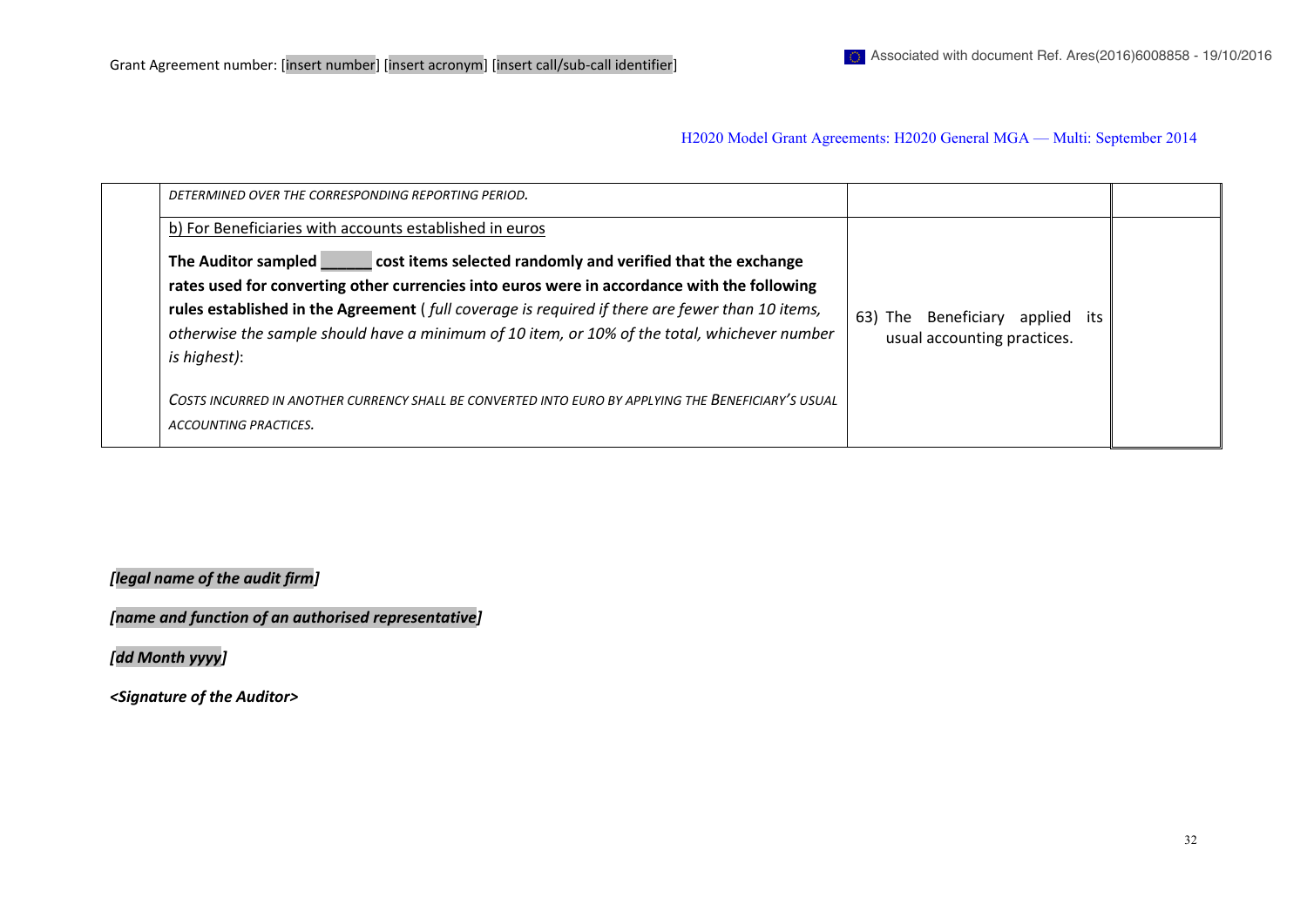| | | | |
|---|---|---|---|
| | *DETERMINED OVER THE CORRESPONDING REPORTING PERIOD.* | | |
| | b) For Beneficiaries with accounts established in euros<br><br>**The Auditor sampled ______ cost items selected randomly and verified that the exchange rates used for converting other currencies into euros were in accordance with the following rules established in the Agreement** ( *full coverage is required if there are fewer than 10 items, otherwise the sample should have a minimum of 10 item, or 10% of the total, whichever number is highest)*:<br><br>*COSTS INCURRED IN ANOTHER CURRENCY SHALL BE CONVERTED INTO EURO BY APPLYING THE BENEFICIARY'S USUAL ACCOUNTING PRACTICES.* | 63) The Beneficiary applied its usual accounting practices. | |

***[legal name of the audit firm]***

***[name and function of an authorised representative]***

***[dd Month yyyy]***

***<Signature of the Auditor>***